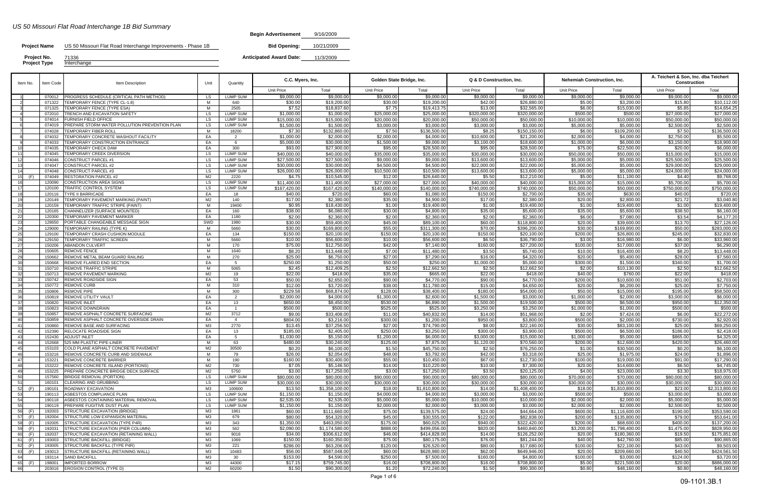# US 50 Missouri Flat Road Interchange 1B Bid Summary

**Project Name** US 50 Missouri Flat Road Interchange Improvements - Phase 1B

**Project No.** 71336

**Project Type** Interchange

**Begin Advertisement** 9/16/2009

**Bid Opening:** 10/21/2009

**Anticipated Award Date:** 11/3/2009

| Item No. | | Item Code | Item Description | Unit | Quantity | C.C. Myers, Inc. | | Golden State Bridge, Inc. | | Q & D Construction, Inc. | | Nehemiah Construction, Inc. | | A. Teichert & Son, Inc. dba Teichert Construction | |
|---|---|---|---|---|---|---|---|---|---|---|---|---|---|---|---|
| | | | | | | Unit Price | Total | Unit Price | Total | Unit Price | Total | Unit Price | Total | Unit Price | Total |
| 1 | | 070012 | PROGRESS SCHEDULE (CRITICAL PATH METHOD) | LS | LUMP SUM | $9,000.00 | $9,000.00 | $9,000.00 | $9,000.00 | $9,000.00 | $9,000.00 | $9,000.00 | $9,000.00 | $9,000.00 | $9,000.00 |
| 2 | | 071322 | TEMPORARY FENCE (TYPE CL-1.8) | M | 640 | $30.00 | $19,200.00 | $30.00 | $19,200.00 | $42.00 | $26,880.00 | $5.00 | $3,200.00 | $15.80 | $10,112.00 |
| 3 | | 071325 | TEMPORARY FENCE (TYPE ESA) | M | 2505 | $7.52 | $18,837.60 | $7.75 | $19,413.75 | $13.00 | $32,565.00 | $6.00 | $15,030.00 | $5.85 | $14,654.25 |
| 4 | | 072010 | TRENCH AND EXCAVATION SAFETY | LS | LUMP SUM | $1,000.00 | $1,000.00 | $25,000.00 | $25,000.00 | $320,000.00 | $320,000.00 | $500.00 | $500.00 | $27,000.00 | $27,000.00 |
| 5 | | 074014 | FURNISH FIELD OFFICE | LS | LUMP SUM | $15,000.00 | $15,000.00 | $20,000.00 | $20,000.00 | $50,000.00 | $50,000.00 | $10,000.00 | $10,000.00 | $50,000.00 | $50,000.00 |
| 6 | | 074019 | PREPARE STORM WATER POLLUTION PREVENTION PLAN | LS | LUMP SUM | $1,500.00 | $1,500.00 | $3,000.00 | $3,000.00 | $3,000.00 | $3,000.00 | $5,000.00 | $5,000.00 | $2,500.00 | $2,500.00 |
| 7 | | 074028 | TEMPORARY FIBER ROLL | M | 18200 | $7.30 | $132,860.00 | $7.50 | $136,500.00 | $8.25 | $150,150.00 | $6.00 | $109,200.00 | $7.50 | $136,500.00 |
| 8 | | 074032 | TEMPORARY CONCRETE WASHOUT FACILITY | EA | 2 | $1,000.00 | $2,000.00 | $2,000.00 | $4,000.00 | $10,600.00 | $21,200.00 | $2,000.00 | $4,000.00 | $2,750.00 | $5,500.00 |
| 9 | | 074033 | TEMPORARY CONSTRUCTION ENTRANCE | EA | 6 | $5,000.00 | $30,000.00 | $1,500.00 | $9,000.00 | $3,100.00 | $18,600.00 | $1,000.00 | $6,000.00 | $3,150.00 | $18,900.00 |
| 10 | | 074035 | TEMPORARY CHECK DAM | M | 300 | $93.00 | $27,900.00 | $95.00 | $28,500.00 | $95.00 | $28,500.00 | $75.00 | $22,500.00 | $20.00 | $6,000.00 |
| 11 | | 074045 | TEMPORARY CREEK DIVERSION | LS | LUMP SUM | $40,000.00 | $40,000.00 | $35,000.00 | $35,000.00 | $30,000.00 | $30,000.00 | $50,000.00 | $50,000.00 | $15,000.00 | $15,000.00 |
| 12 | | 074046 | CONSTRUCT PARCEL #1 | LS | LUMP SUM | $27,500.00 | $27,500.00 | $9,000.00 | $9,000.00 | $13,600.00 | $13,600.00 | $5,000.00 | $5,000.00 | $25,500.00 | $25,500.00 |
| 13 | | 074047 | CONSTRUCT PARCEL #2 | LS | LUMP SUM | $30,000.00 | $30,000.00 | $4,500.00 | $4,500.00 | $22,000.00 | $22,000.00 | $5,000.00 | $5,000.00 | $29,000.00 | $29,000.00 |
| 14 | | 074048 | CONSTRUCT PARCEL #3 | LS | LUMP SUM | $26,000.00 | $26,000.00 | $10,500.00 | $10,500.00 | $13,600.00 | $13,600.00 | $5,000.00 | $5,000.00 | $24,000.00 | $24,000.00 |
| 15 | (F) | 074049 | RESTORATION PARCEL #2 | M2 | 2220 | $4.75 | $10,545.00 | $12.00 | $26,640.00 | $5.50 | $12,210.00 | $5.00 | $11,100.00 | $4.40 | $9,768.00 |
| 16 | | 120090 | CONSTRUCTION AREA SIGNS | LS | LUMP SUM | $11,400.00 | $11,400.00 | $27,000.00 | $27,000.00 | $40,000.00 | $40,000.00 | $15,000.00 | $15,000.00 | $5,700.00 | $5,700.00 |
| 17 | | 120100 | TRAFFIC CONTROL SYSTEM | LS | LUMP SUM | $167,420.00 | $167,420.00 | $140,000.00 | $140,000.00 | $740,000.00 | $740,000.00 | $50,000.00 | $50,000.00 | $750,000.00 | $750,000.00 |
| 18 | | 120116 | TYPE II BARRICADE | EA | 18 | $40.00 | $720.00 | $60.00 | $1,080.00 | $150.00 | $2,700.00 | $35.00 | $630.00 | $40.00 | $720.00 |
| 19 | | 120149 | TEMPORARY PAVEMENT MARKING (PAINT) | M2 | 140 | $17.00 | $2,380.00 | $35.00 | $4,900.00 | $17.00 | $2,380.00 | $20.00 | $2,800.00 | $21.72 | $3,040.80 |
| 20 | | 120159 | TEMPORARY TRAFFIC STRIPE (PAINT) | M | 19400 | $0.95 | $18,430.00 | $1.00 | $19,400.00 | $1.00 | $19,400.00 | $1.00 | $19,400.00 | $1.00 | $19,400.00 |
| 21 | | 120165 | CHANNELIZER (SURFACE MOUNTED) | EA | 160 | $38.00 | $6,080.00 | $30.00 | $4,800.00 | $35.00 | $5,600.00 | $35.00 | $5,600.00 | $38.50 | $6,160.00 |
| 22 | | 120300 | TEMPORARY PAVEMENT MARKER | EA | 1180 | $2.00 | $2,360.00 | $2.00 | $2,360.00 | $2.00 | $2,360.00 | $6.00 | $7,080.00 | $3.54 | $4,177.20 |
| 23 | | 128650 | PORTABLE CHANGEABLE MESSAGE SIGN | SWD | 1980 | $30.00 | $59,400.00 | $45.00 | $89,100.00 | $60.00 | $118,800.00 | $20.00 | $39,600.00 | $13.70 | $27,126.00 |
| 24 | | 129000 | TEMPORARY RAILING (TYPE K) | M | 5660 | $30.00 | $169,800.00 | $55.00 | $311,300.00 | $70.00 | $396,200.00 | $30.00 | $169,800.00 | $50.00 | $283,000.00 |
| 25 | | 129100 | TEMPORARY CRASH CUSHION MODULE | EA | 134 | $150.00 | $20,100.00 | $150.00 | $20,100.00 | $150.00 | $20,100.00 | $200.00 | $26,800.00 | $245.00 | $32,830.00 |
| 26 | | 129150 | TEMPORARY TRAFFIC SCREEN | M | 5660 | $10.00 | $56,600.00 | $10.00 | $56,600.00 | $6.50 | $36,790.00 | $3.00 | $16,980.00 | $6.00 | $33,960.00 |
| 27 | | 150206 | ABANDON CULVERT | M | 170 | $75.00 | $12,750.00 | $42.00 | $7,140.00 | $160.00 | $27,200.00 | $100.00 | $17,000.00 | $37.00 | $6,290.00 |
| 28 | | 150605 | REMOVE FENCE | M | 1640 | $8.20 | $13,448.00 | $7.00 | $11,480.00 | $3.50 | $5,740.00 | $10.00 | $16,400.00 | $8.20 | $13,448.00 |
| 29 | | 150662 | REMOVE METAL BEAM GUARD RAILING | M | 270 | $25.00 | $6,750.00 | $27.00 | $7,290.00 | $16.00 | $4,320.00 | $20.00 | $5,400.00 | $28.00 | $7,560.00 |
| 30 | | 150668 | REMOVE FLARED END SECTION | EA | 5 | $250.00 | $1,250.00 | $50.00 | $250.00 | $1,000.00 | $5,000.00 | $300.00 | $1,500.00 | $340.00 | $1,700.00 |
| 31 | | 150710 | REMOVE TRAFFIC STRIPE | M | 5065 | $2.45 | $12,409.25 | $2.50 | $12,662.50 | $2.50 | $12,662.50 | $2.00 | $10,130.00 | $2.50 | $12,662.50 |
| 32 | | 150713 | REMOVE PAVEMENT MARKING | M2 | 19 | $22.00 | $418.00 | $35.00 | $665.00 | $22.00 | $418.00 | $40.00 | $760.00 | $22.00 | $418.00 |
| 33 | | 150742 | REMOVE ROADSIDE SIGN | EA | 53 | $50.00 | $2,650.00 | $90.00 | $4,770.00 | $90.00 | $4,770.00 | $200.00 | $10,600.00 | $51.00 | $2,703.00 |
| 34 | | 150772 | REMOVE CURB | M | 310 | $12.00 | $3,720.00 | $38.00 | $11,780.00 | $15.00 | $4,650.00 | $20.00 | $6,200.00 | $25.00 | $7,750.00 |
| 35 | | 150806 | REMOVE PIPE | M | 300 | $229.58 | $68,874.00 | $128.00 | $38,400.00 | $180.00 | $54,000.00 | $50.00 | $15,000.00 | $195.00 | $58,500.00 |
| 36 | | 150819 | REMOVE UTILITY VAULT | EA | 2 | $2,000.00 | $4,000.00 | $1,300.00 | $2,600.00 | $1,500.00 | $3,000.00 | $1,000.00 | $2,000.00 | $3,000.00 | $6,000.00 |
| 37 | | 150820 | REMOVE INLET | EA | 13 | $650.00 | $8,450.00 | $530.00 | $6,890.00 | $1,500.00 | $19,500.00 | $500.00 | $6,500.00 | $950.00 | $12,350.00 |
| 38 | | 150823 | REMOVE DOWNDRAIN | EA | 1 | $500.00 | $500.00 | $525.00 | $525.00 | $3,250.00 | $3,250.00 | $1,000.00 | $1,000.00 | $500.00 | $500.00 |
| 39 | | 150857 | REMOVE ASPHALT CONCRETE SURFACING | M2 | 3712 | $9.00 | $33,408.00 | $11.00 | $40,832.00 | $14.00 | $51,968.00 | $2.00 | $7,424.00 | $6.00 | $22,272.00 |
| 40 | | 150859 | REMOVE ASPHALT CONCRETE OVERSIDE DRAIN | EA | 4 | $804.00 | $3,216.00 | $300.00 | $1,200.00 | $950.00 | $3,800.00 | $500.00 | $2,000.00 | $730.00 | $2,920.00 |
| 41 | | 150860 | REMOVE BASE AND SURFACING | M3 | 2770 | $13.45 | $37,256.50 | $27.00 | $74,790.00 | $8.00 | $22,160.00 | $30.00 | $83,100.00 | $25.00 | $69,250.00 |
| 42 | | 152390 | RELOCATE ROADSIDE SIGN | EA | 13 | $185.00 | $2,405.00 | $250.00 | $3,250.00 | $300.00 | $3,900.00 | $500.00 | $6,500.00 | $186.00 | $2,418.00 |
| 43 | | 152430 | ADJUST INLET | EA | 5 | $1,030.00 | $5,150.00 | $1,200.00 | $6,000.00 | $3,000.00 | $15,000.00 | $1,000.00 | $5,000.00 | $865.00 | $4,325.00 |
| 44 | | 152668 | 525 MM PLASTIC PIPE-LINER | M | 63 | $480.00 | $30,240.00 | $125.00 | $7,875.00 | $1,120.00 | $70,560.00 | $200.00 | $12,600.00 | $420.00 | $26,460.00 |
| 45 | | 153103 | COLD PLANE ASPHALT CONCRETE PAVEMENT | M2 | 30500 | $0.20 | $6,100.00 | $1.50 | $45,750.00 | $2.50 | $76,250.00 | $1.00 | $30,500.00 | $0.20 | $6,100.00 |
| 46 | | 153216 | REMOVE CONCRETE CURB AND SIDEWALK | M | 79 | $26.00 | $2,054.00 | $48.00 | $3,792.00 | $42.00 | $3,318.00 | $25.00 | $1,975.00 | $24.00 | $1,896.00 |
| 47 | | 153221 | REMOVE CONCRETE BARRIER | M | 190 | $160.00 | $30,400.00 | $55.00 | $10,450.00 | $67.00 | $12,730.00 | $100.00 | $19,000.00 | $91.00 | $17,290.00 |
| 48 | | 153222 | REMOVE CONCRETE ISLAND (PORTIONS) | M2 | 730 | $7.05 | $5,146.50 | $14.00 | $10,220.00 | $10.00 | $7,300.00 | $20.00 | $14,600.00 | $6.50 | $4,745.00 |
| 49 | | 153225 | PREPARE CONCRETE BRIDGE DECK SURFACE | M2 | 5750 | $3.00 | $17,250.00 | $3.00 | $17,250.00 | $3.50 | $20,125.00 | $4.00 | $23,000.00 | $3.30 | $18,975.00 |
| 50 | | 157560 | BRIDGE REMOVAL (PORTION) | LS | LUMP SUM | $80,000.00 | $80,000.00 | $90,000.00 | $90,000.00 | $80,000.00 | $80,000.00 | $70,000.00 | $70,000.00 | $80,000.00 | $80,000.00 |
| 51 | | 160101 | CLEARING AND GRUBBING | LS | LUMP SUM | $30,000.00 | $30,000.00 | $30,000.00 | $30,000.00 | $30,000.00 | $30,000.00 | $30,000.00 | $30,000.00 | $30,000.00 | $30,000.00 |
| 52 | (F) | 190101 | ROADWAY EXCAVATION | M3 | 100600 | $13.50 | $1,358,100.00 | $18.00 | $1,810,800.00 | $14.00 | $1,408,400.00 | $18.00 | $1,810,800.00 | $23.00 | $2,313,800.00 |
| 53 | | 190113 | ASBESTOS COMPLIANCE PLAN | LS | LUMP SUM | $1,150.00 | $1,150.00 | $4,000.00 | $4,000.00 | $3,000.00 | $3,000.00 | $500.00 | $500.00 | $3,000.00 | $3,000.00 |
| 54 | | 190118 | ASBESTOS CONTAINING MATERIAL REMOVAL | LS | LUMP SUM | $2,535.00 | $2,535.00 | $5,000.00 | $5,000.00 | $10,000.00 | $10,000.00 | $2,000.00 | $2,000.00 | $5,000.00 | $5,000.00 |
| 55 | | 190119 | PREPARE FUGITIVE DUST PLAN | LS | LUMP SUM | $1,150.00 | $1,150.00 | $2,000.00 | $2,000.00 | $3,000.00 | $3,000.00 | $2,000.00 | $2,000.00 | $2,500.00 | $2,500.00 |
| 56 | (F) | 192003 | STRUCTURE EXCAVATION (BRIDGE) | M3 | 1861 | $60.00 | $111,660.00 | $75.00 | $139,575.00 | $24.00 | $44,664.00 | $600.00 | $1,116,600.00 | $190.00 | $353,590.00 |
| 57 | (F) | 192004 | STRUCTURE LOW EXPANSION MATERIAL | M3 | 679 | $80.00 | $54,320.00 | $45.00 | $30,555.00 | $122.00 | $82,838.00 | $200.00 | $135,800.00 | $79.00 | $53,641.00 |
| 58 | (F) | 192005 | STRUCTURE EXCAVATION (TYPE P4R) | M3 | 343 | $1,350.00 | $463,050.00 | $175.00 | $60,025.00 | $940.00 | $322,420.00 | $200.00 | $68,600.00 | $400.00 | $137,200.00 |
| 59 | (F) | 192031 | STRUCTURE EXCAVATION (PIER COLUMN) | M3 | 562 | $2,090.00 | $1,174,580.00 | $888.00 | $499,056.00 | $820.00 | $460,840.00 | $3,200.00 | $1,798,400.00 | $1,475.00 | $828,950.00 |
| 60 | (F) | 192037 | STRUCTURE EXCAVATION (RETAINING WALL) | M3 | 9018 | $34.00 | $306,612.00 | $46.00 | $414,828.00 | $14.00 | $126,252.00 | $20.00 | $180,360.00 | $19.50 | $175,851.00 |
| 61 | (F) | 193003 | STRUCTURE BACKFILL (BRIDGE) | M3 | 1069 | $150.00 | $160,350.00 | $75.00 | $80,175.00 | $76.00 | $81,244.00 | $40.00 | $42,760.00 | $85.00 | $90,865.00 |
| 62 | (F) | 193005 | STRUCTURE BACKFILL (TYPE P4R) | M3 | 221 | $286.00 | $63,206.00 | $120.00 | $26,520.00 | $80.00 | $17,680.00 | $100.00 | $22,100.00 | $43.00 | $9,503.00 |
| 63 | (F) | 193013 | STRUCTURE BACKFILL (RETAINING WALL) | M3 | 10483 | $56.00 | $587,048.00 | $60.00 | $628,980.00 | $62.00 | $649,946.00 | $20.00 | $209,660.00 | $40.50 | $424,561.50 |
| 64 | | 193114 | SAND BACKFILL | M3 | 30 | $153.00 | $4,590.00 | $250.00 | $7,500.00 | $160.00 | $4,800.00 | $100.00 | $3,000.00 | $124.00 | $3,720.00 |
| 65 | (F) | 198001 | IMPORTED BORROW | M3 | 44300 | $17.15 | $759,745.00 | $16.00 | $708,800.00 | $16.00 | $708,800.00 | $5.00 | $221,500.00 | $20.00 | $886,000.00 |
| 66 | | 203016 | EROSION CONTROL (TYPE D) | M2 | 60200 | $1.50 | $90,300.00 | $1.20 | $72,240.00 | $1.50 | $90,300.00 | $0.80 | $48,160.00 | $0.80 | $48,160.00 |

09-1101.3B.1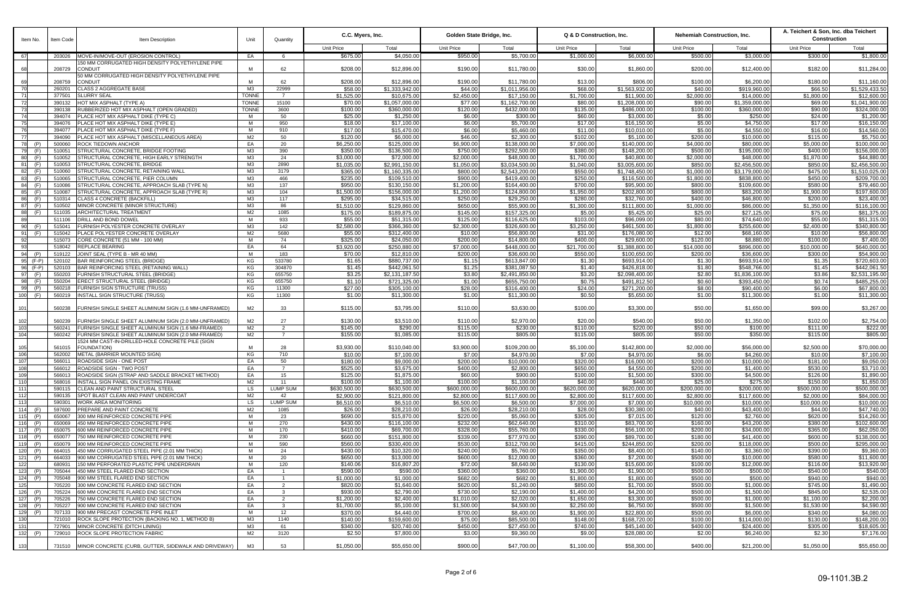| Item No. | | Item Code | Item Description | Unit | Quantity | C.C. Myers, Inc. | | Golden State Bridge, Inc. | | Q & D Construction, Inc. | | Nehemiah Construction, Inc. | | A. Teichert & Son, Inc. dba Teichert Construction | |
|---|---|---|---|---|---|---|---|---|---|---|---|---|---|---|---|
| | | | | | | Unit Price | Total | Unit Price | Total | Unit Price | Total | Unit Price | Total | Unit Price | Total |
| 67 | | 203026 | MOVE-IN/MOVE-OUT (EROSION CONTROL) | EA | 6 | $675.00 | $4,050.00 | $950.00 | $5,700.00 | $1,000.00 | $6,000.00 | $500.00 | $3,000.00 | $300.00 | $1,800.00 |
| 68 | | 208729 | 150 MM CORRUGATED HIGH DENSITY POLYETHYLENE PIPE CONDUIT | M | 62 | $208.00 | $12,896.00 | $190.00 | $11,780.00 | $30.00 | $1,860.00 | $200.00 | $12,400.00 | $182.00 | $11,284.00 |
| 69 | | 208759 | 50 MM CORRUGATED HIGH DENSITY POLYETHYLENE PIPE CONDUIT | M | 62 | $208.00 | $12,896.00 | $190.00 | $11,780.00 | $13.00 | $806.00 | $100.00 | $6,200.00 | $180.00 | $11,160.00 |
| 70 | | 260201 | CLASS 2 AGGREGATE BASE | M3 | 22999 | $58.00 | $1,333,942.00 | $44.00 | $1,011,956.00 | $68.00 | $1,563,932.00 | $40.00 | $919,960.00 | $66.50 | $1,529,433.50 |
| 71 | | 377501 | SLURRY SEAL | TONNE | 7 | $1,525.00 | $10,675.00 | $2,450.00 | $17,150.00 | $1,700.00 | $11,900.00 | $2,000.00 | $14,000.00 | $1,800.00 | $12,600.00 |
| 72 | | 390132 | HOT MIX ASPHALT (TYPE A) | TONNE | 15100 | $70.00 | $1,057,000.00 | $77.00 | $1,162,700.00 | $80.00 | $1,208,000.00 | $90.00 | $1,359,000.00 | $69.00 | $1,041,900.00 |
| 73 | | 390138 | RUBBERIZED HOT MIX ASPHALT (OPEN GRADED) | TONNE | 3600 | $100.00 | $360,000.00 | $120.00 | $432,000.00 | $135.00 | $486,000.00 | $100.00 | $360,000.00 | $90.00 | $324,000.00 |
| 74 | | 394074 | PLACE HOT MIX ASPHALT DIKE (TYPE C) | M | 50 | $25.00 | $1,250.00 | $6.00 | $300.00 | $60.00 | $3,000.00 | $5.00 | $250.00 | $24.00 | $1,200.00 |
| 75 | | 394076 | PLACE HOT MIX ASPHALT DIKE (TYPE E) | M | 950 | $18.00 | $17,100.00 | $6.00 | $5,700.00 | $17.00 | $16,150.00 | $5.00 | $4,750.00 | $17.00 | $16,150.00 |
| 76 | | 394077 | PLACE HOT MIX ASPHALT DIKE (TYPE F) | M | 910 | $17.00 | $15,470.00 | $6.00 | $5,460.00 | $11.00 | $10,010.00 | $5.00 | $4,550.00 | $16.00 | $14,560.00 |
| 77 | | 394090 | PLACE HOT MIX ASPHALT (MISCELLANEOUS AREA) | M2 | 50 | $120.00 | $6,000.00 | $46.00 | $2,300.00 | $102.00 | $5,100.00 | $200.00 | $10,000.00 | $115.00 | $5,750.00 |
| 78 | (P) | 500060 | ROCK TIEDOWN ANCHOR | EA | 20 | $6,250.00 | $125,000.00 | $6,900.00 | $138,000.00 | $7,000.00 | $140,000.00 | $4,000.00 | $80,000.00 | $5,000.00 | $100,000.00 |
| 79 | (F) | 510051 | STRUCTURAL CONCRETE, BRIDGE FOOTING | M3 | 390 | $350.00 | $136,500.00 | $750.00 | $292,500.00 | $380.00 | $148,200.00 | $500.00 | $195,000.00 | $400.00 | $156,000.00 |
| 80 | (F) | 510052 | STRUCTURAL CONCRETE, HIGH EARLY STRENGTH | M3 | 24 | $3,000.00 | $72,000.00 | $2,000.00 | $48,000.00 | $1,700.00 | $40,800.00 | $2,000.00 | $48,000.00 | $1,870.00 | $44,880.00 |
| 81 | (F) | 510053 | STRUCTURAL CONCRETE, BRIDGE | M3 | 2890 | $1,035.00 | $2,991,150.00 | $1,050.00 | $3,034,500.00 | $1,040.00 | $3,005,600.00 | $850.00 | $2,456,500.00 | $850.00 | $2,456,500.00 |
| 82 | (F) | 510060 | STRUCTURAL CONCRETE, RETAINING WALL | M3 | 3179 | $365.00 | $1,160,335.00 | $800.00 | $2,543,200.00 | $550.00 | $1,748,450.00 | $1,000.00 | $3,179,000.00 | $475.00 | $1,510,025.00 |
| 83 | (F) | 510065 | STRUCTURAL CONCRETE, PIER COLUMN | M3 | 466 | $235.00 | $109,510.00 | $900.00 | $419,400.00 | $250.00 | $116,500.00 | $1,800.00 | $838,800.00 | $450.00 | $209,700.00 |
| 84 | (F) | 510086 | STRUCTURAL CONCRETE, APPROACH SLAB (TYPE N) | M3 | 137 | $950.00 | $130,150.00 | $1,200.00 | $164,400.00 | $700.00 | $95,900.00 | $800.00 | $109,600.00 | $580.00 | $79,460.00 |
| 85 | (F) | 510087 | STRUCTURAL CONCRETE, APPROACH SLAB (TYPE R) | M3 | 104 | $1,500.00 | $156,000.00 | $1,200.00 | $124,800.00 | $1,950.00 | $202,800.00 | $800.00 | $83,200.00 | $1,900.00 | $197,600.00 |
| 86 | (F) | 510314 | CLASS 4 CONCRETE (BACKFILL) | M3 | 117 | $295.00 | $34,515.00 | $250.00 | $29,250.00 | $280.00 | $32,760.00 | $400.00 | $46,800.00 | $200.00 | $23,400.00 |
| 87 | (F) | 510502 | MINOR CONCRETE (MINOR STRUCTURE) | M3 | 86 | $1,510.00 | $129,860.00 | $650.00 | $55,900.00 | $1,300.00 | $111,800.00 | $1,000.00 | $86,000.00 | $1,350.00 | $116,100.00 |
| 88 | (F) | 511035 | ARCHITECTURAL TREATMENT | M2 | 1085 | $175.00 | $189,875.00 | $145.00 | $157,325.00 | $5.00 | $5,425.00 | $25.00 | $27,125.00 | $75.00 | $81,375.00 |
| 89 | | 511106 | DRILL AND BOND DOWEL | M | 933 | $55.00 | $51,315.00 | $125.00 | $116,625.00 | $103.00 | $96,099.00 | $80.00 | $74,640.00 | $55.00 | $51,315.00 |
| 90 | (F) | 515041 | FURNISH POLYESTER CONCRETE OVERLAY | M3 | 142 | $2,580.00 | $366,360.00 | $2,300.00 | $326,600.00 | $3,250.00 | $461,500.00 | $1,800.00 | $255,600.00 | $2,400.00 | $340,800.00 |
| 91 | (F) | 515042 | PLACE POLYESTER CONCRETE OVERLAY | M2 | 5680 | $55.00 | $312,400.00 | $10.00 | $56,800.00 | $31.00 | $176,080.00 | $12.00 | $68,160.00 | $10.00 | $56,800.00 |
| 92 | | 515073 | CORE CONCRETE (51 MM - 100 MM) | M | 74 | $325.00 | $24,050.00 | $200.00 | $14,800.00 | $400.00 | $29,600.00 | $120.00 | $8,880.00 | $100.00 | $7,400.00 |
| 93 | | 518042 | REPLACE BEARING | EA | 64 | $3,920.00 | $250,880.00 | $7,000.00 | $448,000.00 | $21,700.00 | $1,388,800.00 | $14,000.00 | $896,000.00 | $10,000.00 | $640,000.00 |
| 94 | (P) | 519122 | JOINT SEAL (TYPE B - MR 40 MM) | M | 183 | $70.00 | $12,810.00 | $200.00 | $36,600.00 | $550.00 | $100,650.00 | $200.00 | $36,600.00 | $300.00 | $54,900.00 |
| 95 | (F-P) | 520102 | BAR REINFORCING STEEL (BRIDGE) | KG | 533780 | $1.65 | $880,737.00 | $1.15 | $613,847.00 | $1.30 | $693,914.00 | $1.30 | $693,914.00 | $1.35 | $720,603.00 |
| 96 | (F-P) | 520103 | BAR REINFORCING STEEL (RETAINING WALL) | KG | 304870 | $1.45 | $442,061.50 | $1.25 | $381,087.50 | $1.40 | $426,818.00 | $1.80 | $548,766.00 | $1.45 | $442,061.50 |
| 97 | (F) | 550203 | FURNISH STRUCTURAL STEEL (BRIDGE) | KG | 655750 | $3.25 | $2,131,187.50 | $3.80 | $2,491,850.00 | $3.20 | $2,098,400.00 | $2.80 | $1,836,100.00 | $3.86 | $2,531,195.00 |
| 98 | (F) | 550204 | ERECT STRUCTURAL STEEL (BRIDGE) | KG | 655750 | $1.10 | $721,325.00 | $1.00 | $655,750.00 | $0.75 | $491,812.50 | $0.60 | $393,450.00 | $0.74 | $485,255.00 |
| 99 | (P) | 560218 | FURNISH SIGN STRUCTURE (TRUSS) | KG | 11300 | $27.00 | $305,100.00 | $28.00 | $316,400.00 | $24.00 | $271,200.00 | $8.00 | $90,400.00 | $6.00 | $67,800.00 |
| 100 | (F) | 560219 | INSTALL SIGN STRUCTURE (TRUSS) | KG | 11300 | $1.00 | $11,300.00 | $1.00 | $11,300.00 | $0.50 | $5,650.00 | $1.00 | $11,300.00 | $1.00 | $11,300.00 |
| 101 | | 560238 | FURNISH SINGLE SHEET ALUMINUM SIGN (1.6 MM-UNFRAMED) | M2 | 33 | $115.00 | $3,795.00 | $110.00 | $3,630.00 | $100.00 | $3,300.00 | $50.00 | $1,650.00 | $99.00 | $3,267.00 |
| 102 | | 560239 | FURNISH SINGLE SHEET ALUMINUM SIGN (2.0 MM-UNFRAMED) | M2 | 27 | $130.00 | $3,510.00 | $110.00 | $2,970.00 | $20.00 | $540.00 | $50.00 | $1,350.00 | $102.00 | $2,754.00 |
| 103 | | 560241 | FURNISH SINGLE SHEET ALUMINUM SIGN (1.6 MM-FRAMED) | M2 | 2 | $145.00 | $290.00 | $115.00 | $230.00 | $110.00 | $220.00 | $50.00 | $100.00 | $111.00 | $222.00 |
| 104 | | 560242 | FURNISH SINGLE SHEET ALUMINUM SIGN (2.0 MM-FRAMED) | M2 | 7 | $155.00 | $1,085.00 | $115.00 | $805.00 | $115.00 | $805.00 | $50.00 | $350.00 | $115.00 | $805.00 |
| 105 | | 561015 | 1524 MM CAST-IN-DRILLED-HOLE CONCRETE PILE (SIGN FOUNDATION) | M | 28 | $3,930.00 | $110,040.00 | $3,900.00 | $109,200.00 | $5,100.00 | $142,800.00 | $2,000.00 | $56,000.00 | $2,500.00 | $70,000.00 |
| 106 | | 562002 | METAL (BARRIER MOUNTED SIGN) | KG | 710 | $10.00 | $7,100.00 | $7.00 | $4,970.00 | $7.00 | $4,970.00 | $6.00 | $4,260.00 | $10.00 | $7,100.00 |
| 107 | | 566011 | ROADSIDE SIGN - ONE POST | EA | 50 | $180.00 | $9,000.00 | $200.00 | $10,000.00 | $320.00 | $16,000.00 | $200.00 | $10,000.00 | $181.00 | $9,050.00 |
| 108 | | 566012 | ROADSIDE SIGN - TWO POST | EA | 7 | $525.00 | $3,675.00 | $400.00 | $2,800.00 | $650.00 | $4,550.00 | $200.00 | $1,400.00 | $530.00 | $3,710.00 |
| 109 | | 566013 | ROADSIDE SIGN (STRAP AND SADDLE BRACKET METHOD) | EA | 15 | $125.00 | $1,875.00 | $60.00 | $900.00 | $100.00 | $1,500.00 | $300.00 | $4,500.00 | $126.00 | $1,890.00 |
| 110 | | 568016 | INSTALL SIGN PANEL ON EXISTING FRAME | M2 | 11 | $100.00 | $1,100.00 | $100.00 | $1,100.00 | $40.00 | $440.00 | $25.00 | $275.00 | $150.00 | $1,650.00 |
| 111 | | 590115 | CLEAN AND PAINT STRUCTURAL STEEL | LS | LUMP SUM | $630,500.00 | $630,500.00 | $600,000.00 | $600,000.00 | $620,000.00 | $620,000.00 | $200,000.00 | $200,000.00 | $500,000.00 | $500,000.00 |
| 112 | | 590135 | SPOT BLAST CLEAN AND PAINT UNDERCOAT | M2 | 42 | $2,900.00 | $121,800.00 | $2,800.00 | $117,600.00 | $2,800.00 | $117,600.00 | $2,800.00 | $117,600.00 | $2,000.00 | $84,000.00 |
| 113 | | 590301 | WORK AREA MONITORING | LS | LUMP SUM | $6,510.00 | $6,510.00 | $6,500.00 | $6,500.00 | $7,000.00 | $7,000.00 | $10,000.00 | $10,000.00 | $10,000.00 | $10,000.00 |
| 114 | (F) | 597600 | PREPARE AND PAINT CONCRETE | M2 | 1085 | $26.00 | $28,210.00 | $26.00 | $28,210.00 | $28.00 | $30,380.00 | $40.00 | $43,400.00 | $44.00 | $47,740.00 |
| 115 | (P) | 650067 | 300 MM REINFORCED CONCRETE PIPE | M | 23 | $690.00 | $15,870.00 | $220.00 | $5,060.00 | $305.00 | $7,015.00 | $120.00 | $2,760.00 | $620.00 | $14,260.00 |
| 116 | (P) | 650069 | 450 MM REINFORCED CONCRETE PIPE | M | 270 | $430.00 | $116,100.00 | $232.00 | $62,640.00 | $310.00 | $83,700.00 | $160.00 | $43,200.00 | $380.00 | $102,600.00 |
| 117 | (P) | 650075 | 600 MM REINFORCED CONCRETE PIPE | M | 170 | $410.00 | $69,700.00 | $328.00 | $55,760.00 | $330.00 | $56,100.00 | $200.00 | $34,000.00 | $365.00 | $62,050.00 |
| 118 | (P) | 650077 | 750 MM REINFORCED CONCRETE PIPE | M | 230 | $660.00 | $151,800.00 | $339.00 | $77,970.00 | $390.00 | $89,700.00 | $180.00 | $41,400.00 | $600.00 | $138,000.00 |
| 119 | (P) | 650079 | 900 MM REINFORCED CONCRETE PIPE | M | 590 | $560.00 | $330,400.00 | $530.00 | $312,700.00 | $415.00 | $244,850.00 | $200.00 | $118,000.00 | $500.00 | $295,000.00 |
| 120 | (P) | 664015 | 450 MM CORRUGATED STEEL PIPE (2.01 MM THICK) | M | 24 | $430.00 | $10,320.00 | $240.00 | $5,760.00 | $350.00 | $8,400.00 | $140.00 | $3,360.00 | $390.00 | $9,360.00 |
| 121 | (P) | 664033 | 900 MM CORRUGATED STEEL PIPE (2.01 MM THICK) | M | 20 | $650.00 | $13,000.00 | $600.00 | $12,000.00 | $360.00 | $7,200.00 | $500.00 | $10,000.00 | $580.00 | $11,600.00 |
| 122 | | 680931 | 150 MM PERFORATED PLASTIC PIPE UNDERDRAIN | M | 120 | $140.06 | $16,807.20 | $72.00 | $8,640.00 | $130.00 | $15,600.00 | $100.00 | $12,000.00 | $116.00 | $13,920.00 |
| 123 | (P) | 705044 | 450 MM STEEL FLARED END SECTION | EA | 1 | $590.00 | $590.00 | $360.00 | $360.00 | $1,900.00 | $1,900.00 | $500.00 | $500.00 | $540.00 | $540.00 |
| 124 | (P) | 705048 | 900 MM STEEL FLARED END SECTION | EA | 1 | $1,000.00 | $1,000.00 | $682.00 | $682.00 | $1,800.00 | $1,800.00 | $500.00 | $500.00 | $940.00 | $940.00 |
| 125 | | 705220 | 300 MM CONCRETE FLARED END SECTION | EA | 2 | $820.00 | $1,640.00 | $620.00 | $1,240.00 | $850.00 | $1,700.00 | $500.00 | $1,000.00 | $745.00 | $1,490.00 |
| 126 | (P) | 705224 | 600 MM CONCRETE FLARED END SECTION | EA | 3 | $930.00 | $2,790.00 | $730.00 | $2,190.00 | $1,400.00 | $4,200.00 | $500.00 | $1,500.00 | $845.00 | $2,535.00 |
| 127 | (P) | 705226 | 750 MM CONCRETE FLARED END SECTION | EA | 2 | $1,200.00 | $2,400.00 | $1,010.00 | $2,020.00 | $1,650.00 | $3,300.00 | $500.00 | $1,000.00 | $1,100.00 | $2,200.00 |
| 128 | (P) | 705227 | 900 MM CONCRETE FLARED END SECTION | EA | 3 | $1,700.00 | $5,100.00 | $1,500.00 | $4,500.00 | $2,250.00 | $6,750.00 | $500.00 | $1,500.00 | $1,530.00 | $4,590.00 |
| 129 | (P) | 707133 | 900 MM PRECAST CONCRETE PIPE INLET | M | 12 | $370.00 | $4,440.00 | $700.00 | $8,400.00 | $1,900.00 | $22,800.00 | $500.00 | $6,000.00 | $340.00 | $4,080.00 |
| 130 | | 721010 | ROCK SLOPE PROTECTION (BACKING NO. 1, METHOD B) | M3 | 1140 | $140.00 | $159,600.00 | $75.00 | $85,500.00 | $148.00 | $168,720.00 | $100.00 | $114,000.00 | $130.00 | $148,200.00 |
| 131 | | 727901 | MINOR CONCRETE (DITCH LINING) | M3 | 61 | $340.00 | $20,740.00 | $450.00 | $27,450.00 | $740.00 | $45,140.00 | $400.00 | $24,400.00 | $305.00 | $18,605.00 |
| 132 | (P) | 729010 | ROCK SLOPE PROTECTION FABRIC | M2 | 3120 | $2.50 | $7,800.00 | $3.00 | $9,360.00 | $9.00 | $28,080.00 | $2.00 | $6,240.00 | $2.30 | $7,176.00 |
| 133 | | 731510 | MINOR CONCRETE (CURB, GUTTER, SIDEWALK AND DRIVEWAY) | M3 | 53 | $1,050.00 | $55,650.00 | $900.00 | $47,700.00 | $1,100.00 | $58,300.00 | $400.00 | $21,200.00 | $1,050.00 | $55,650.00 |

09-1101.3B.2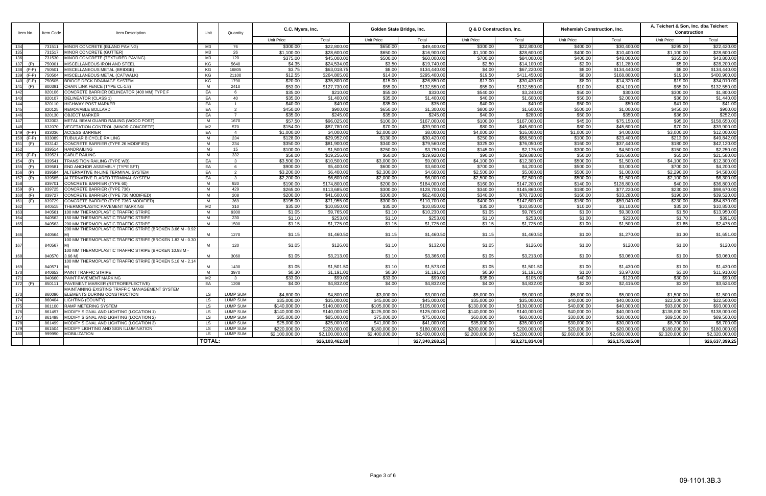| Item No. | | Item Code | Item Description | Unit | Quantity | C.C. Myers, Inc. | | Golden State Bridge, Inc. | | Q & D Construction, Inc. | | Nehemiah Construction, Inc. | | A. Teichert & Son, Inc. dba Teichert Construction | |
|---|---|---|---|---|---|---|---|---|---|---|---|---|---|---|---|
| | | | | | | Unit Price | Total | Unit Price | Total | Unit Price | Total | Unit Price | Total | Unit Price | Total |
| 134 | | 731511 | MINOR CONCRETE (ISLAND PAVING) | M3 | 76 | $300.00 | $22,800.00 | $650.00 | $49,400.00 | $300.00 | $22,800.00 | $400.00 | $30,400.00 | $295.00 | $22,420.00 |
| 135 | | 731517 | MINOR CONCRETE (GUTTER) | M3 | 26 | $1,100.00 | $28,600.00 | $650.00 | $16,900.00 | $1,100.00 | $28,600.00 | $400.00 | $10,400.00 | $1,100.00 | $28,600.00 |
| 136 | | 731530 | MINOR CONCRETE (TEXTURED PAVING) | M3 | 120 | $375.00 | $45,000.00 | $500.00 | $60,000.00 | $700.00 | $84,000.00 | $400.00 | $48,000.00 | $365.00 | $43,800.00 |
| 137 | (P) | 750001 | MISCELLANEOUS IRON AND STEEL | KG | 5640 | $4.35 | $24,534.00 | $3.50 | $19,740.00 | $2.50 | $14,100.00 | $2.00 | $11,280.00 | $5.00 | $28,200.00 |
| 138 | (F-P) | 750501 | MISCELLANEOUS METAL (BRIDGE) | KG | 16805 | $3.75 | $63,018.75 | $8.00 | $134,440.00 | $4.00 | $67,220.00 | $8.00 | $134,440.00 | $8.00 | $134,440.00 |
| 139 | (F-P) | 750504 | MISCELLANEOUS METAL (CATWALK) | KG | 21100 | $12.55 | $264,805.00 | $14.00 | $295,400.00 | $19.50 | $411,450.00 | $8.00 | $168,800.00 | $19.00 | $400,900.00 |
| 140 | (F-P) | 750505 | BRIDGE DECK DRAINAGE SYSTEM | KG | 1790 | $20.00 | $35,800.00 | $15.00 | $26,850.00 | $17.00 | $30,430.00 | $8.00 | $14,320.00 | $19.00 | $34,010.00 |
| 141 | (P) | 800391 | CHAIN LINK FENCE (TYPE CL-1.8) | M | 2410 | $53.00 | $127,730.00 | $55.00 | $132,550.00 | $55.00 | $132,550.00 | $10.00 | $24,100.00 | $55.00 | $132,550.00 |
| 142 | | 820106 | CONCRETE BARRIER DELINEATOR (400 MM) TYPE F | EA | 6 | $35.00 | $210.00 | $55.00 | $330.00 | $540.00 | $3,240.00 | $50.00 | $300.00 | $300.00 | $1,800.00 |
| 143 | | 820107 | DELINEATOR (CLASS 1) | EA | 40 | $35.00 | $1,400.00 | $35.00 | $1,400.00 | $40.00 | $1,600.00 | $50.00 | $2,000.00 | $36.00 | $1,440.00 |
| 144 | | 820110 | HIGHWAY POST MARKER | EA | 1 | $40.00 | $40.00 | $35.00 | $35.00 | $40.00 | $40.00 | $50.00 | $50.00 | $41.00 | $41.00 |
| 145 | | 820125 | REMOVABLE BOLLARD | EA | 2 | $450.00 | $900.00 | $650.00 | $1,300.00 | $800.00 | $1,600.00 | $500.00 | $1,000.00 | $450.00 | $900.00 |
| 146 | | 820130 | OBJECT MARKER | EA | 7 | $35.00 | $245.00 | $35.00 | $245.00 | $40.00 | $280.00 | $50.00 | $350.00 | $36.00 | $252.00 |
| 147 | | 832003 | METAL BEAM GUARD RAILING (WOOD POST) | M | 1670 | $57.50 | $96,025.00 | $100.00 | $167,000.00 | $100.00 | $167,000.00 | $45.00 | $75,150.00 | $95.00 | $158,650.00 |
| 148 | | 832070 | VEGETATION CONTROL (MINOR CONCRETE) | M2 | 570 | $154.00 | $87,780.00 | $70.00 | $39,900.00 | $80.00 | $45,600.00 | $80.00 | $45,600.00 | $70.00 | $39,900.00 |
| 149 | (F-P) | 833036 | ACCESS BARRIER | EA | 4 | $1,000.00 | $4,000.00 | $2,000.00 | $8,000.00 | $4,000.00 | $16,000.00 | $1,000.00 | $4,000.00 | $3,000.00 | $12,000.00 |
| 150 | (F-P) | 833089 | TUBULAR BICYCLE RAILING | M | 234 | $128.00 | $29,952.00 | $130.00 | $30,420.00 | $250.00 | $58,500.00 | $100.00 | $23,400.00 | $213.00 | $49,842.00 |
| 151 | (F) | 833142 | CONCRETE BARRIER (TYPE 26 MODIFIED) | M | 234 | $350.00 | $81,900.00 | $340.00 | $79,560.00 | $325.00 | $76,050.00 | $160.00 | $37,440.00 | $180.00 | $42,120.00 |
| 152 | | 839514 | HANDRAILING | M | 15 | $100.00 | $1,500.00 | $250.00 | $3,750.00 | $145.00 | $2,175.00 | $300.00 | $4,500.00 | $150.00 | $2,250.00 |
| 153 | (F-P) | 839521 | CABLE RAILING | M | 332 | $58.00 | $19,256.00 | $60.00 | $19,920.00 | $90.00 | $29,880.00 | $50.00 | $16,600.00 | $65.00 | $21,580.00 |
| 154 | (P) | 839541 | TRANSITION RAILING (TYPE WB) | EA | 3 | $3,500.00 | $10,500.00 | $3,000.00 | $9,000.00 | $4,100.00 | $12,300.00 | $500.00 | $1,500.00 | $4,100.00 | $12,300.00 |
| 155 | (P) | 839581 | END ANCHOR ASSEMBLY (TYPE SFT) | EA | 6 | $900.00 | $5,400.00 | $600.00 | $3,600.00 | $700.00 | $4,200.00 | $500.00 | $3,000.00 | $700.00 | $4,200.00 |
| 156 | (P) | 839584 | ALTERNATIVE IN-LINE TERMINAL SYSTEM | EA | 2 | $3,200.00 | $6,400.00 | $2,300.00 | $4,600.00 | $2,500.00 | $5,000.00 | $500.00 | $1,000.00 | $2,290.00 | $4,580.00 |
| 157 | (P) | 839585 | ALTERNATIVE FLARED TERMINAL SYSTEM | EA | 3 | $2,200.00 | $6,600.00 | $2,000.00 | $6,000.00 | $2,500.00 | $7,500.00 | $500.00 | $1,500.00 | $2,100.00 | $6,300.00 |
| 158 | | 839701 | CONCRETE BARRIER (TYPE 60) | M | 920 | $190.00 | $174,800.00 | $200.00 | $184,000.00 | $160.00 | $147,200.00 | $140.00 | $128,800.00 | $40.00 | $36,800.00 |
| 159 | (F) | 839725 | CONCRETE BARRIER (TYPE 736) | M | 429 | $265.00 | $113,685.00 | $300.00 | $128,700.00 | $340.00 | $145,860.00 | $180.00 | $77,220.00 | $230.00 | $98,670.00 |
| 160 | (F) | 839727 | CONCRETE BARRIER (TYPE 736 MODIFIED) | M | 208 | $200.00 | $41,600.00 | $300.00 | $62,400.00 | $340.00 | $70,720.00 | $160.00 | $33,280.00 | $190.00 | $39,520.00 |
| 161 | (F) | 839729 | CONCRETE BARRIER (TYPE 736R MODIFIED) | M | 369 | $195.00 | $71,955.00 | $300.00 | $110,700.00 | $400.00 | $147,600.00 | $160.00 | $59,040.00 | $230.00 | $84,870.00 |
| 162 | | 840515 | THERMOPLASTIC PAVEMENT MARKING | M2 | 310 | $35.00 | $10,850.00 | $35.00 | $10,850.00 | $35.00 | $10,850.00 | $10.00 | $3,100.00 | $35.00 | $10,850.00 |
| 163 | | 840561 | 100 MM THERMOPLASTIC TRAFFIC STRIPE | M | 9300 | $1.05 | $9,765.00 | $1.10 | $10,230.00 | $1.05 | $9,765.00 | $1.00 | $9,300.00 | $1.50 | $13,950.00 |
| 164 | | 840562 | 150 MM THERMOPLASTIC TRAFFIC STRIPE | M | 230 | $1.10 | $253.00 | $1.10 | $253.00 | $1.10 | $253.00 | $1.00 | $230.00 | $1.70 | $391.00 |
| 165 | | 840563 | 200 MM THERMOPLASTIC TRAFFIC STRIPE | M | 1500 | $1.15 | $1,725.00 | $1.15 | $1,725.00 | $1.15 | $1,725.00 | $1.00 | $1,500.00 | $1.65 | $2,475.00 |
| 166 | | 840564 | 200 MM THERMOPLASTIC TRAFFIC STRIPE (BROKEN 3.66 M - 0.92 M) | M | 1270 | $1.15 | $1,460.50 | $1.15 | $1,460.50 | $1.15 | $1,460.50 | $1.00 | $1,270.00 | $1.30 | $1,651.00 |
| 167 | | 840567 | 100 MM THERMOPLASTIC TRAFFIC STRIPE (BROKEN 1.83 M - 0.30 M) | M | 120 | $1.05 | $126.00 | $1.10 | $132.00 | $1.05 | $126.00 | $1.00 | $120.00 | $1.00 | $120.00 |
| 168 | | 840570 | 100 MM THERMOPLASTIC TRAFFIC STRIPE (BROKEN 10.98 M - 3.66 M) | M | 3060 | $1.05 | $3,213.00 | $1.10 | $3,366.00 | $1.05 | $3,213.00 | $1.00 | $3,060.00 | $1.00 | $3,060.00 |
| 169 | | 840571 | 100 MM THERMOPLASTIC TRAFFIC STRIPE (BROKEN 5.18 M - 2.14 M) | M | 1430 | $1.05 | $1,501.50 | $1.10 | $1,573.00 | $1.05 | $1,501.50 | $1.00 | $1,430.00 | $1.00 | $1,430.00 |
| 170 | | 840653 | PAINT TRAFFIC STRIPE | M | 3970 | $0.30 | $1,191.00 | $0.30 | $1,191.00 | $0.30 | $1,191.00 | $1.00 | $3,970.00 | $3.00 | $11,910.00 |
| 171 | | 840660 | PAINT PAVEMENT MARKING | M2 | 3 | $33.00 | $99.00 | $33.00 | $99.00 | $35.00 | $105.00 | $40.00 | $120.00 | $30.00 | $90.00 |
| 172 | (P) | 850111 | PAVEMENT MARKER (RETROREFLECTIVE) | EA | 1208 | $4.00 | $4,832.00 | $4.00 | $4,832.00 | $4.00 | $4,832.00 | $2.00 | $2,416.00 | $3.00 | $3,624.00 |
| 173 | | 860090 | MAINTAINING EXISTING TRAFFIC MANAGEMENT SYSTEM ELEMENTS DURING CONSTRUCTION | LS | LUMP SUM | $4,800.00 | $4,800.00 | $3,000.00 | $3,000.00 | $5,000.00 | $5,000.00 | $5,000.00 | $5,000.00 | $1,500.00 | $1,500.00 |
| 174 | | 860404 | LIGHTING (COUNTY) | LS | LUMP SUM | $35,000.00 | $35,000.00 | $45,000.00 | $45,000.00 | $35,000.00 | $35,000.00 | $40,000.00 | $40,000.00 | $22,500.00 | $22,500.00 |
| 175 | | 861100 | RAMP METERING SYSTEM | LS | LUMP SUM | $140,000.00 | $140,000.00 | $105,000.00 | $105,000.00 | $130,000.00 | $130,000.00 | $40,000.00 | $40,000.00 | $93,000.00 | $93,000.00 |
| 176 | | 861497 | MODIFY SIGNAL AND LIGHTING (LOCATION 1) | LS | LUMP SUM | $140,000.00 | $140,000.00 | $125,000.00 | $125,000.00 | $140,000.00 | $140,000.00 | $40,000.00 | $40,000.00 | $138,000.00 | $138,000.00 |
| 177 | | 861498 | MODIFY SIGNAL AND LIGHTING (LOCATION 2) | LS | LUMP SUM | $85,000.00 | $85,000.00 | $75,000.00 | $75,000.00 | $60,000.00 | $60,000.00 | $30,000.00 | $30,000.00 | $89,500.00 | $89,500.00 |
| 178 | | 861499 | MODIFY SIGNAL AND LIGHTING (LOCATION 3) | LS | LUMP SUM | $25,000.00 | $25,000.00 | $41,000.00 | $41,000.00 | $35,000.00 | $35,000.00 | $30,000.00 | $30,000.00 | $8,700.00 | $8,700.00 |
| 179 | | 861504 | MODIFY LIGHTING AND SIGN ILLUMINATION | LS | LUMP SUM | $220,000.00 | $220,000.00 | $180,000.00 | $180,000.00 | $200,000.00 | $200,000.00 | $20,000.00 | $20,000.00 | $180,000.00 | $180,000.00 |
| 180 | | 999990 | MOBILIZATION | LS | LUMP SUM | $2,100,000.00 | $2,100,000.00 | $2,400,000.00 | $2,400,000.00 | $2,200,000.00 | $2,200,000.00 | $2,660,000.00 | $2,660,000.00 | $2,320,000.00 | $2,320,000.00 |
| | | | | **TOTAL:** | | | **$26,103,462.80** | | **$27,340,268.25** | | **$28,271,834.00** | | **$26,175,025.00** | | **$26,637,399.25** |

09-1101.3B.3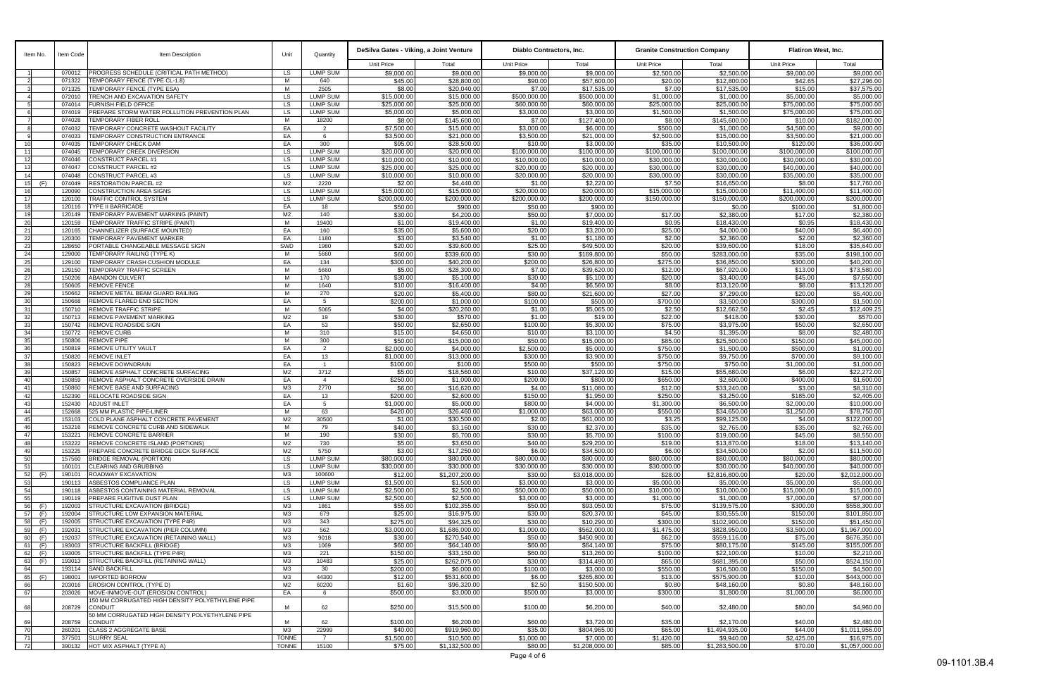| Item No. | | Item Code | Item Description | Unit | Quantity | DeSilva Gates - Viking, a Joint Venture | | Diablo Contractors, Inc. | | Granite Construction Company | | Flatiron West, Inc. | |
|---|---|---|---|---|---|---|---|---|---|---|---|---|---|
| | | | | | | Unit Price | Total | Unit Price | Total | Unit Price | Total | Unit Price | Total |
| 1 | | 070012 | PROGRESS SCHEDULE (CRITICAL PATH METHOD) | LS | LUMP SUM | $9,000.00 | $9,000.00 | $9,000.00 | $9,000.00 | $2,500.00 | $2,500.00 | $9,000.00 | $9,000.00 |
| 2 | | 071322 | TEMPORARY FENCE (TYPE CL-1.8) | M | 640 | $45.00 | $28,800.00 | $90.00 | $57,600.00 | $20.00 | $12,800.00 | $42.65 | $27,296.00 |
| 3 | | 071325 | TEMPORARY FENCE (TYPE ESA) | M | 2505 | $8.00 | $20,040.00 | $7.00 | $17,535.00 | $7.00 | $17,535.00 | $15.00 | $37,575.00 |
| 4 | | 072010 | TRENCH AND EXCAVATION SAFETY | LS | LUMP SUM | $15,000.00 | $15,000.00 | $500,000.00 | $500,000.00 | $1,000.00 | $1,000.00 | $5,000.00 | $5,000.00 |
| 5 | | 074014 | FURNISH FIELD OFFICE | LS | LUMP SUM | $25,000.00 | $25,000.00 | $60,000.00 | $60,000.00 | $25,000.00 | $25,000.00 | $75,000.00 | $75,000.00 |
| 6 | | 074019 | PREPARE STORM WATER POLLUTION PREVENTION PLAN | LS | LUMP SUM | $5,000.00 | $5,000.00 | $3,000.00 | $3,000.00 | $1,500.00 | $1,500.00 | $75,000.00 | $75,000.00 |
| 7 | | 074028 | TEMPORARY FIBER ROLL | M | 18200 | $8.00 | $145,600.00 | $7.00 | $127,400.00 | $8.00 | $145,600.00 | $10.00 | $182,000.00 |
| 8 | | 074032 | TEMPORARY CONCRETE WASHOUT FACILITY | EA | 2 | $7,500.00 | $15,000.00 | $3,000.00 | $6,000.00 | $500.00 | $1,000.00 | $4,500.00 | $9,000.00 |
| 9 | | 074033 | TEMPORARY CONSTRUCTION ENTRANCE | EA | 6 | $3,500.00 | $21,000.00 | $3,500.00 | $21,000.00 | $2,500.00 | $15,000.00 | $3,500.00 | $21,000.00 |
| 10 | | 074035 | TEMPORARY CHECK DAM | EA | 300 | $95.00 | $28,500.00 | $10.00 | $3,000.00 | $35.00 | $10,500.00 | $120.00 | $36,000.00 |
| 11 | | 074045 | TEMPORARY CREEK DIVERSION | LS | LUMP SUM | $20,000.00 | $20,000.00 | $100,000.00 | $100,000.00 | $100,000.00 | $100,000.00 | $100,000.00 | $100,000.00 |
| 12 | | 074046 | CONSTRUCT PARCEL #1 | LS | LUMP SUM | $10,000.00 | $10,000.00 | $10,000.00 | $10,000.00 | $30,000.00 | $30,000.00 | $30,000.00 | $30,000.00 |
| 13 | | 074047 | CONSTRUCT PARCEL #2 | LS | LUMP SUM | $25,000.00 | $25,000.00 | $20,000.00 | $20,000.00 | $30,000.00 | $30,000.00 | $40,000.00 | $40,000.00 |
| 14 | | 074048 | CONSTRUCT PARCEL #3 | LS | LUMP SUM | $10,000.00 | $10,000.00 | $20,000.00 | $20,000.00 | $30,000.00 | $30,000.00 | $35,000.00 | $35,000.00 |
| 15 | (F) | 074049 | RESTORATION PARCEL #2 | M2 | 2220 | $2.00 | $4,440.00 | $1.00 | $2,220.00 | $7.50 | $16,650.00 | $8.00 | $17,760.00 |
| 16 | | 120090 | CONSTRUCTION AREA SIGNS | LS | LUMP SUM | $15,000.00 | $15,000.00 | $20,000.00 | $20,000.00 | $15,000.00 | $15,000.00 | $11,400.00 | $11,400.00 |
| 17 | | 120100 | TRAFFIC CONTROL SYSTEM | LS | LUMP SUM | $200,000.00 | $200,000.00 | $200,000.00 | $200,000.00 | $150,000.00 | $150,000.00 | $200,000.00 | $200,000.00 |
| 18 | | 120116 | TYPE II BARRICADE | EA | 18 | $50.00 | $900.00 | $50.00 | $900.00 | | $0.00 | $100.00 | $1,800.00 |
| 19 | | 120149 | TEMPORARY PAVEMENT MARKING (PAINT) | M2 | 140 | $30.00 | $4,200.00 | $50.00 | $7,000.00 | $17.00 | $2,380.00 | $17.00 | $2,380.00 |
| 20 | | 120159 | TEMPORARY TRAFFIC STRIPE (PAINT) | M | 19400 | $1.00 | $19,400.00 | $1.00 | $19,400.00 | $0.95 | $18,430.00 | $0.95 | $18,430.00 |
| 21 | | 120165 | CHANNELIZER (SURFACE MOUNTED) | EA | 160 | $35.00 | $5,600.00 | $20.00 | $3,200.00 | $25.00 | $4,000.00 | $40.00 | $6,400.00 |
| 22 | | 120300 | TEMPORARY PAVEMENT MARKER | EA | 1180 | $3.00 | $3,540.00 | $1.00 | $1,180.00 | $2.00 | $2,360.00 | $2.00 | $2,360.00 |
| 23 | | 128650 | PORTABLE CHANGEABLE MESSAGE SIGN | SWD | 1980 | $20.00 | $39,600.00 | $25.00 | $49,500.00 | $20.00 | $39,600.00 | $18.00 | $35,640.00 |
| 24 | | 129000 | TEMPORARY RAILING (TYPE K) | M | 5660 | $60.00 | $339,600.00 | $30.00 | $169,800.00 | $50.00 | $283,000.00 | $35.00 | $198,100.00 |
| 25 | | 129100 | TEMPORARY CRASH CUSHION MODULE | EA | 134 | $300.00 | $40,200.00 | $200.00 | $26,800.00 | $275.00 | $36,850.00 | $300.00 | $40,200.00 |
| 26 | | 129150 | TEMPORARY TRAFFIC SCREEN | M | 5660 | $5.00 | $28,300.00 | $7.00 | $39,620.00 | $12.00 | $67,920.00 | $13.00 | $73,580.00 |
| 27 | | 150206 | ABANDON CULVERT | M | 170 | $30.00 | $5,100.00 | $30.00 | $5,100.00 | $20.00 | $3,400.00 | $45.00 | $7,650.00 |
| 28 | | 150605 | REMOVE FENCE | M | 1640 | $10.00 | $16,400.00 | $4.00 | $6,560.00 | $8.00 | $13,120.00 | $8.00 | $13,120.00 |
| 29 | | 150662 | REMOVE METAL BEAM GUARD RAILING | M | 270 | $20.00 | $5,400.00 | $80.00 | $21,600.00 | $27.00 | $7,290.00 | $20.00 | $5,400.00 |
| 30 | | 150668 | REMOVE FLARED END SECTION | EA | 5 | $200.00 | $1,000.00 | $100.00 | $500.00 | $700.00 | $3,500.00 | $300.00 | $1,500.00 |
| 31 | | 150710 | REMOVE TRAFFIC STRIPE | M | 5065 | $4.00 | $20,260.00 | $1.00 | $5,065.00 | $2.50 | $12,662.50 | $2.45 | $12,409.25 |
| 32 | | 150713 | REMOVE PAVEMENT MARKING | M2 | 19 | $30.00 | $570.00 | $1.00 | $19.00 | $22.00 | $418.00 | $30.00 | $570.00 |
| 33 | | 150742 | REMOVE ROADSIDE SIGN | EA | 53 | $50.00 | $2,650.00 | $100.00 | $5,300.00 | $75.00 | $3,975.00 | $50.00 | $2,650.00 |
| 34 | | 150772 | REMOVE CURB | M | 310 | $15.00 | $4,650.00 | $10.00 | $3,100.00 | $4.50 | $1,395.00 | $8.00 | $2,480.00 |
| 35 | | 150806 | REMOVE PIPE | M | 300 | $50.00 | $15,000.00 | $50.00 | $15,000.00 | $85.00 | $25,500.00 | $150.00 | $45,000.00 |
| 36 | | 150819 | REMOVE UTILITY VAULT | EA | 2 | $2,000.00 | $4,000.00 | $2,500.00 | $5,000.00 | $750.00 | $1,500.00 | $500.00 | $1,000.00 |
| 37 | | 150820 | REMOVE INLET | EA | 13 | $1,000.00 | $13,000.00 | $300.00 | $3,900.00 | $750.00 | $9,750.00 | $700.00 | $9,100.00 |
| 38 | | 150823 | REMOVE DOWNDRAIN | EA | 1 | $100.00 | $100.00 | $500.00 | $500.00 | $750.00 | $750.00 | $1,000.00 | $1,000.00 |
| 39 | | 150857 | REMOVE ASPHALT CONCRETE SURFACING | M2 | 3712 | $5.00 | $18,560.00 | $10.00 | $37,120.00 | $15.00 | $55,680.00 | $6.00 | $22,272.00 |
| 40 | | 150859 | REMOVE ASPHALT CONCRETE OVERSIDE DRAIN | EA | 4 | $250.00 | $1,000.00 | $200.00 | $800.00 | $650.00 | $2,600.00 | $400.00 | $1,600.00 |
| 41 | | 150860 | REMOVE BASE AND SURFACING | M3 | 2770 | $6.00 | $16,620.00 | $4.00 | $11,080.00 | $12.00 | $33,240.00 | $3.00 | $8,310.00 |
| 42 | | 152390 | RELOCATE ROADSIDE SIGN | EA | 13 | $200.00 | $2,600.00 | $150.00 | $1,950.00 | $250.00 | $3,250.00 | $185.00 | $2,405.00 |
| 43 | | 152430 | ADJUST INLET | EA | 5 | $1,000.00 | $5,000.00 | $800.00 | $4,000.00 | $1,300.00 | $6,500.00 | $2,000.00 | $10,000.00 |
| 44 | | 152668 | 525 MM PLASTIC PIPE-LINER | M | 63 | $420.00 | $26,460.00 | $1,000.00 | $63,000.00 | $550.00 | $34,650.00 | $1,250.00 | $78,750.00 |
| 45 | | 153103 | COLD PLANE ASPHALT CONCRETE PAVEMENT | M2 | 30500 | $1.00 | $30,500.00 | $2.00 | $61,000.00 | $3.25 | $99,125.00 | $4.00 | $122,000.00 |
| 46 | | 153216 | REMOVE CONCRETE CURB AND SIDEWALK | M | 79 | $40.00 | $3,160.00 | $30.00 | $2,370.00 | $35.00 | $2,765.00 | $35.00 | $2,765.00 |
| 47 | | 153221 | REMOVE CONCRETE BARRIER | M | 190 | $30.00 | $5,700.00 | $30.00 | $5,700.00 | $100.00 | $19,000.00 | $45.00 | $8,550.00 |
| 48 | | 153222 | REMOVE CONCRETE ISLAND (PORTIONS) | M2 | 730 | $5.00 | $3,650.00 | $40.00 | $29,200.00 | $19.00 | $13,870.00 | $18.00 | $13,140.00 |
| 49 | | 153225 | PREPARE CONCRETE BRIDGE DECK SURFACE | M2 | 5750 | $3.00 | $17,250.00 | $6.00 | $34,500.00 | $6.00 | $34,500.00 | $2.00 | $11,500.00 |
| 50 | | 157560 | BRIDGE REMOVAL (PORTION) | LS | LUMP SUM | $80,000.00 | $80,000.00 | $80,000.00 | $80,000.00 | $80,000.00 | $80,000.00 | $80,000.00 | $80,000.00 |
| 51 | | 160101 | CLEARING AND GRUBBING | LS | LUMP SUM | $30,000.00 | $30,000.00 | $30,000.00 | $30,000.00 | $30,000.00 | $30,000.00 | $40,000.00 | $40,000.00 |
| 52 | (F) | 190101 | ROADWAY EXCAVATION | M3 | 100600 | $12.00 | $1,207,200.00 | $30.00 | $3,018,000.00 | $28.00 | $2,816,800.00 | $20.00 | $2,012,000.00 |
| 53 | | 190113 | ASBESTOS COMPLIANCE PLAN | LS | LUMP SUM | $1,500.00 | $1,500.00 | $3,000.00 | $3,000.00 | $5,000.00 | $5,000.00 | $5,000.00 | $5,000.00 |
| 54 | | 190118 | ASBESTOS CONTAINING MATERIAL REMOVAL | LS | LUMP SUM | $2,500.00 | $2,500.00 | $50,000.00 | $50,000.00 | $10,000.00 | $10,000.00 | $15,000.00 | $15,000.00 |
| 55 | | 190119 | PREPARE FUGITIVE DUST PLAN | LS | LUMP SUM | $2,500.00 | $2,500.00 | $3,000.00 | $3,000.00 | $1,000.00 | $1,000.00 | $7,000.00 | $7,000.00 |
| 56 | (F) | 192003 | STRUCTURE EXCAVATION (BRIDGE) | M3 | 1861 | $55.00 | $102,355.00 | $50.00 | $93,050.00 | $75.00 | $139,575.00 | $300.00 | $558,300.00 |
| 57 | (F) | 192004 | STRUCTURE LOW EXPANSION MATERIAL | M3 | 679 | $25.00 | $16,975.00 | $30.00 | $20,370.00 | $45.00 | $30,555.00 | $150.00 | $101,850.00 |
| 58 | (F) | 192005 | STRUCTURE EXCAVATION (TYPE P4R) | M3 | 343 | $275.00 | $94,325.00 | $30.00 | $10,290.00 | $300.00 | $102,900.00 | $150.00 | $51,450.00 |
| 59 | (F) | 192031 | STRUCTURE EXCAVATION (PIER COLUMN) | M3 | 562 | $3,000.00 | $1,686,000.00 | $1,000.00 | $562,000.00 | $1,475.00 | $828,950.00 | $3,500.00 | $1,967,000.00 |
| 60 | (F) | 192037 | STRUCTURE EXCAVATION (RETAINING WALL) | M3 | 9018 | $30.00 | $270,540.00 | $50.00 | $450,900.00 | $62.00 | $559,116.00 | $75.00 | $676,350.00 |
| 61 | (F) | 193003 | STRUCTURE BACKFILL (BRIDGE) | M3 | 1069 | $60.00 | $64,140.00 | $60.00 | $64,140.00 | $75.00 | $80,175.00 | $145.00 | $155,005.00 |
| 62 | (F) | 193005 | STRUCTURE BACKFILL (TYPE P4R) | M3 | 221 | $150.00 | $33,150.00 | $60.00 | $13,260.00 | $100.00 | $22,100.00 | $10.00 | $2,210.00 |
| 63 | (F) | 193013 | STRUCTURE BACKFILL (RETAINING WALL) | M3 | 10483 | $25.00 | $262,075.00 | $30.00 | $314,490.00 | $65.00 | $681,395.00 | $50.00 | $524,150.00 |
| 64 | | 193114 | SAND BACKFILL | M3 | 30 | $200.00 | $6,000.00 | $100.00 | $3,000.00 | $550.00 | $16,500.00 | $150.00 | $4,500.00 |
| 65 | (F) | 198001 | IMPORTED BORROW | M3 | 44300 | $12.00 | $531,600.00 | $6.00 | $265,800.00 | $13.00 | $575,900.00 | $10.00 | $443,000.00 |
| 66 | | 203016 | EROSION CONTROL (TYPE D) | M2 | 60200 | $1.60 | $96,320.00 | $2.50 | $150,500.00 | $0.80 | $48,160.00 | $0.80 | $48,160.00 |
| 67 | | 203026 | MOVE-IN/MOVE-OUT (EROSION CONTROL) | EA | 6 | $500.00 | $3,000.00 | $500.00 | $3,000.00 | $300.00 | $1,800.00 | $1,000.00 | $6,000.00 |
| 68 | | 208729 | 150 MM CORRUGATED HIGH DENSITY POLYETHYLENE PIPE CONDUIT | M | 62 | $250.00 | $15,500.00 | $100.00 | $6,200.00 | $40.00 | $2,480.00 | $80.00 | $4,960.00 |
| 69 | | 208759 | 50 MM CORRUGATED HIGH DENSITY POLYETHYLENE PIPE CONDUIT | M | 62 | $100.00 | $6,200.00 | $60.00 | $3,720.00 | $35.00 | $2,170.00 | $40.00 | $2,480.00 |
| 70 | | 260201 | CLASS 2 AGGREGATE BASE | M3 | 22999 | $40.00 | $919,960.00 | $35.00 | $804,965.00 | $65.00 | $1,494,935.00 | $44.00 | $1,011,956.00 |
| 71 | | 377501 | SLURRY SEAL | TONNE | 7 | $1,500.00 | $10,500.00 | $1,000.00 | $7,000.00 | $1,420.00 | $9,940.00 | $2,425.00 | $16,975.00 |
| 72 | | 390132 | HOT MIX ASPHALT (TYPE A) | TONNE | 15100 | $75.00 | $1,132,500.00 | $80.00 | $1,208,000.00 | $85.00 | $1,283,500.00 | $70.00 | $1,057,000.00 |

09-1101.3B.4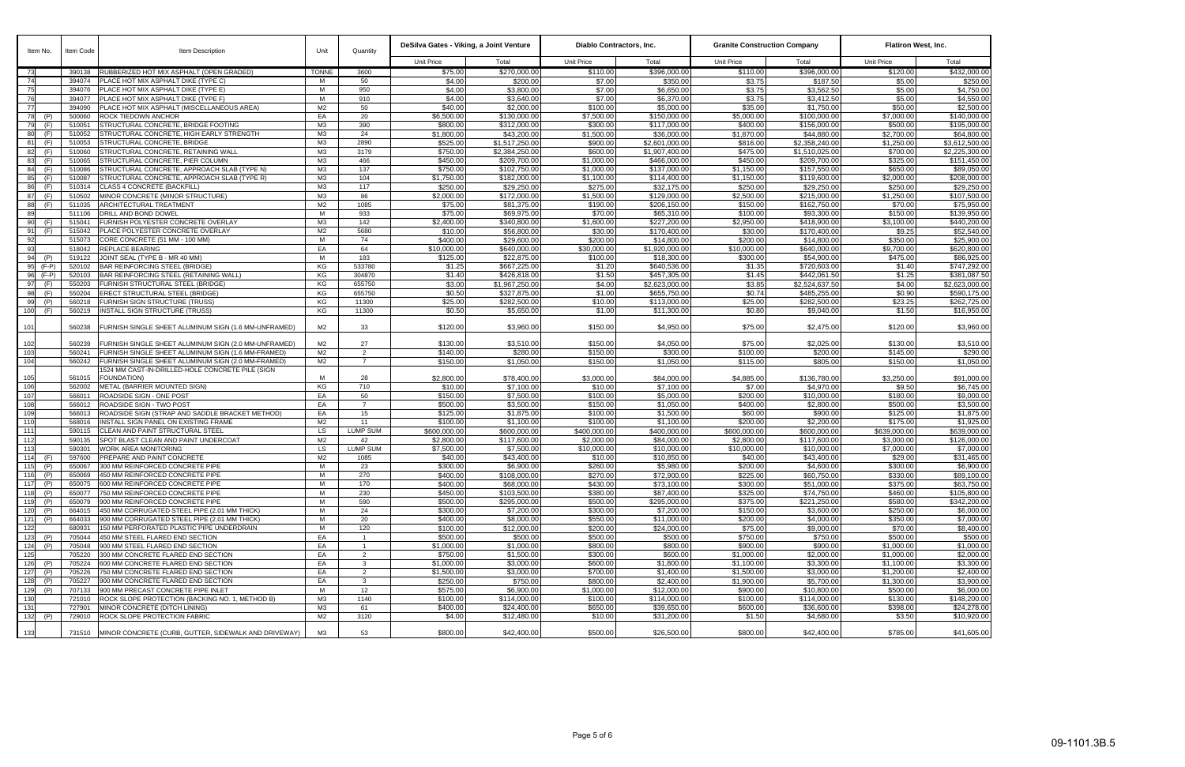| Item No. | | Item Code | Item Description | Unit | Quantity | DeSilva Gates - Viking, a Joint Venture | | Diablo Contractors, Inc. | | Granite Construction Company | | Flatiron West, Inc. | |
|---|---|---|---|---|---|---|---|---|---|---|---|---|---|
| | | | | | | Unit Price | Total | Unit Price | Total | Unit Price | Total | Unit Price | Total |
| 73 | | 390138 | RUBBERIZED HOT MIX ASPHALT (OPEN GRADED) | TONNE | 3600 | $75.00 | $270,000.00 | $110.00 | $396,000.00 | $110.00 | $396,000.00 | $120.00 | $432,000.00 |
| 74 | | 394074 | PLACE HOT MIX ASPHALT DIKE (TYPE C) | M | 50 | $4.00 | $200.00 | $7.00 | $350.00 | $3.75 | $187.50 | $5.00 | $250.00 |
| 75 | | 394076 | PLACE HOT MIX ASPHALT DIKE (TYPE E) | M | 950 | $4.00 | $3,800.00 | $7.00 | $6,650.00 | $3.75 | $3,562.50 | $5.00 | $4,750.00 |
| 76 | | 394077 | PLACE HOT MIX ASPHALT DIKE (TYPE F) | M | 910 | $4.00 | $3,640.00 | $7.00 | $6,370.00 | $3.75 | $3,412.50 | $5.00 | $4,550.00 |
| 77 | | 394090 | PLACE HOT MIX ASPHALT (MISCELLANEOUS AREA) | M2 | 50 | $40.00 | $2,000.00 | $100.00 | $5,000.00 | $35.00 | $1,750.00 | $50.00 | $2,500.00 |
| 78 | (P) | 500060 | ROCK TIEDOWN ANCHOR | EA | 20 | $6,500.00 | $130,000.00 | $7,500.00 | $150,000.00 | $5,000.00 | $100,000.00 | $7,000.00 | $140,000.00 |
| 79 | (F) | 510051 | STRUCTURAL CONCRETE, BRIDGE FOOTING | M3 | 390 | $800.00 | $312,000.00 | $300.00 | $117,000.00 | $400.00 | $156,000.00 | $500.00 | $195,000.00 |
| 80 | (F) | 510052 | STRUCTURAL CONCRETE, HIGH EARLY STRENGTH | M3 | 24 | $1,800.00 | $43,200.00 | $1,500.00 | $36,000.00 | $1,870.00 | $44,880.00 | $2,700.00 | $64,800.00 |
| 81 | (F) | 510053 | STRUCTURAL CONCRETE, BRIDGE | M3 | 2890 | $525.00 | $1,517,250.00 | $900.00 | $2,601,000.00 | $816.00 | $2,358,240.00 | $1,250.00 | $3,612,500.00 |
| 82 | (F) | 510060 | STRUCTURAL CONCRETE, RETAINING WALL | M3 | 3179 | $750.00 | $2,384,250.00 | $600.00 | $1,907,400.00 | $475.00 | $1,510,025.00 | $700.00 | $2,225,300.00 |
| 83 | (F) | 510065 | STRUCTURAL CONCRETE, PIER COLUMN | M3 | 466 | $450.00 | $209,700.00 | $1,000.00 | $466,000.00 | $450.00 | $209,700.00 | $325.00 | $151,450.00 |
| 84 | (F) | 510086 | STRUCTURAL CONCRETE, APPROACH SLAB (TYPE N) | M3 | 137 | $750.00 | $102,750.00 | $1,000.00 | $137,000.00 | $1,150.00 | $157,550.00 | $650.00 | $89,050.00 |
| 85 | (F) | 510087 | STRUCTURAL CONCRETE, APPROACH SLAB (TYPE R) | M3 | 104 | $1,750.00 | $182,000.00 | $1,100.00 | $114,400.00 | $1,150.00 | $119,600.00 | $2,000.00 | $208,000.00 |
| 86 | (F) | 510314 | CLASS 4 CONCRETE (BACKFILL) | M3 | 117 | $250.00 | $29,250.00 | $275.00 | $32,175.00 | $250.00 | $29,250.00 | $250.00 | $29,250.00 |
| 87 | (F) | 510502 | MINOR CONCRETE (MINOR STRUCTURE) | M3 | 86 | $2,000.00 | $172,000.00 | $1,500.00 | $129,000.00 | $2,500.00 | $215,000.00 | $1,250.00 | $107,500.00 |
| 88 | (F) | 511035 | ARCHITECTURAL TREATMENT | M2 | 1085 | $75.00 | $81,375.00 | $190.00 | $206,150.00 | $150.00 | $162,750.00 | $70.00 | $75,950.00 |
| 89 | | 511106 | DRILL AND BOND DOWEL | M | 933 | $75.00 | $69,975.00 | $70.00 | $65,310.00 | $100.00 | $93,300.00 | $150.00 | $139,950.00 |
| 90 | (F) | 515041 | FURNISH POLYESTER CONCRETE OVERLAY | M3 | 142 | $2,400.00 | $340,800.00 | $1,600.00 | $227,200.00 | $2,950.00 | $418,900.00 | $3,100.00 | $440,200.00 |
| 91 | (F) | 515042 | PLACE POLYESTER CONCRETE OVERLAY | M2 | 5680 | $10.00 | $56,800.00 | $30.00 | $170,400.00 | $30.00 | $170,400.00 | $9.25 | $52,540.00 |
| 92 | | 515073 | CORE CONCRETE (51 MM - 100 MM) | M | 74 | $400.00 | $29,600.00 | $200.00 | $14,800.00 | $200.00 | $14,800.00 | $350.00 | $25,900.00 |
| 93 | | 518042 | REPLACE BEARING | EA | 64 | $10,000.00 | $640,000.00 | $30,000.00 | $1,920,000.00 | $10,000.00 | $640,000.00 | $9,700.00 | $620,800.00 |
| 94 | (P) | 519122 | JOINT SEAL (TYPE B - MR 40 MM) | M | 183 | $125.00 | $22,875.00 | $100.00 | $18,300.00 | $300.00 | $54,900.00 | $475.00 | $86,925.00 |
| 95 | (F-P) | 520102 | BAR REINFORCING STEEL (BRIDGE) | KG | 533780 | $1.25 | $667,225.00 | $1.20 | $640,536.00 | $1.35 | $720,603.00 | $1.40 | $747,292.00 |
| 96 | (F-P) | 520103 | BAR REINFORCING STEEL (RETAINING WALL) | KG | 304870 | $1.40 | $426,818.00 | $1.50 | $457,305.00 | $1.45 | $442,061.50 | $1.25 | $381,087.50 |
| 97 | (F) | 550203 | FURNISH STRUCTURAL STEEL (BRIDGE) | KG | 655750 | $3.00 | $1,967,250.00 | $4.00 | $2,623,000.00 | $3.85 | $2,524,637.50 | $4.00 | $2,623,000.00 |
| 98 | (F) | 550204 | ERECT STRUCTURAL STEEL (BRIDGE) | KG | 655750 | $0.50 | $327,875.00 | $1.00 | $655,750.00 | $0.74 | $485,255.00 | $0.90 | $590,175.00 |
| 99 | (P) | 560218 | FURNISH SIGN STRUCTURE (TRUSS) | KG | 11300 | $25.00 | $282,500.00 | $10.00 | $113,000.00 | $25.00 | $282,500.00 | $23.25 | $262,725.00 |
| 100 | (F) | 560219 | INSTALL SIGN STRUCTURE (TRUSS) | KG | 11300 | $0.50 | $5,650.00 | $1.00 | $11,300.00 | $0.80 | $9,040.00 | $1.50 | $16,950.00 |
| 101 | | 560238 | FURNISH SINGLE SHEET ALUMINUM SIGN (1.6 MM-UNFRAMED) | M2 | 33 | $120.00 | $3,960.00 | $150.00 | $4,950.00 | $75.00 | $2,475.00 | $120.00 | $3,960.00 |
| 102 | | 560239 | FURNISH SINGLE SHEET ALUMINUM SIGN (2.0 MM-UNFRAMED) | M2 | 27 | $130.00 | $3,510.00 | $150.00 | $4,050.00 | $75.00 | $2,025.00 | $130.00 | $3,510.00 |
| 103 | | 560241 | FURNISH SINGLE SHEET ALUMINUM SIGN (1.6 MM-FRAMED) | M2 | 2 | $140.00 | $280.00 | $150.00 | $300.00 | $100.00 | $200.00 | $145.00 | $290.00 |
| 104 | | 560242 | FURNISH SINGLE SHEET ALUMINUM SIGN (2.0 MM-FRAMED) | M2 | 7 | $150.00 | $1,050.00 | $150.00 | $1,050.00 | $115.00 | $805.00 | $150.00 | $1,050.00 |
| 105 | | 561015 | 1524 MM CAST-IN-DRILLED-HOLE CONCRETE PILE (SIGN FOUNDATION) | M | 28 | $2,800.00 | $78,400.00 | $3,000.00 | $84,000.00 | $4,885.00 | $136,780.00 | $3,250.00 | $91,000.00 |
| 106 | | 562002 | METAL (BARRIER MOUNTED SIGN) | KG | 710 | $10.00 | $7,100.00 | $10.00 | $7,100.00 | $7.00 | $4,970.00 | $9.50 | $6,745.00 |
| 107 | | 566011 | ROADSIDE SIGN - ONE POST | EA | 50 | $150.00 | $7,500.00 | $100.00 | $5,000.00 | $200.00 | $10,000.00 | $180.00 | $9,000.00 |
| 108 | | 566012 | ROADSIDE SIGN - TWO POST | EA | 7 | $500.00 | $3,500.00 | $150.00 | $1,050.00 | $400.00 | $2,800.00 | $500.00 | $3,500.00 |
| 109 | | 566013 | ROADSIDE SIGN (STRAP AND SADDLE BRACKET METHOD) | EA | 15 | $125.00 | $1,875.00 | $100.00 | $1,500.00 | $60.00 | $900.00 | $125.00 | $1,875.00 |
| 110 | | 568016 | INSTALL SIGN PANEL ON EXISTING FRAME | M2 | 11 | $100.00 | $1,100.00 | $100.00 | $1,100.00 | $200.00 | $2,200.00 | $175.00 | $1,925.00 |
| 111 | | 590115 | CLEAN AND PAINT STRUCTURAL STEEL | LS | LUMP SUM | $600,000.00 | $600,000.00 | $400,000.00 | $400,000.00 | $600,000.00 | $600,000.00 | $639,000.00 | $639,000.00 |
| 112 | | 590135 | SPOT BLAST CLEAN AND PAINT UNDERCOAT | M2 | 42 | $2,800.00 | $117,600.00 | $2,000.00 | $84,000.00 | $2,800.00 | $117,600.00 | $3,000.00 | $126,000.00 |
| 113 | | 590301 | WORK AREA MONITORING | LS | LUMP SUM | $7,500.00 | $7,500.00 | $10,000.00 | $10,000.00 | $10,000.00 | $10,000.00 | $7,000.00 | $7,000.00 |
| 114 | (F) | 597600 | PREPARE AND PAINT CONCRETE | M2 | 1085 | $40.00 | $43,400.00 | $10.00 | $10,850.00 | $40.00 | $43,400.00 | $29.00 | $31,465.00 |
| 115 | (P) | 650067 | 300 MM REINFORCED CONCRETE PIPE | M | 23 | $300.00 | $6,900.00 | $260.00 | $5,980.00 | $200.00 | $4,600.00 | $300.00 | $6,900.00 |
| 116 | (P) | 650069 | 450 MM REINFORCED CONCRETE PIPE | M | 270 | $400.00 | $108,000.00 | $270.00 | $72,900.00 | $225.00 | $60,750.00 | $330.00 | $89,100.00 |
| 117 | (P) | 650075 | 600 MM REINFORCED CONCRETE PIPE | M | 170 | $400.00 | $68,000.00 | $430.00 | $73,100.00 | $300.00 | $51,000.00 | $375.00 | $63,750.00 |
| 118 | (P) | 650077 | 750 MM REINFORCED CONCRETE PIPE | M | 230 | $450.00 | $103,500.00 | $380.00 | $87,400.00 | $325.00 | $74,750.00 | $460.00 | $105,800.00 |
| 119 | (P) | 650079 | 900 MM REINFORCED CONCRETE PIPE | M | 590 | $500.00 | $295,000.00 | $500.00 | $295,000.00 | $375.00 | $221,250.00 | $580.00 | $342,200.00 |
| 120 | (P) | 664015 | 450 MM CORRUGATED STEEL PIPE (2.01 MM THICK) | M | 24 | $300.00 | $7,200.00 | $300.00 | $7,200.00 | $150.00 | $3,600.00 | $250.00 | $6,000.00 |
| 121 | (P) | 664033 | 900 MM CORRUGATED STEEL PIPE (2.01 MM THICK) | M | 20 | $400.00 | $8,000.00 | $550.00 | $11,000.00 | $200.00 | $4,000.00 | $350.00 | $7,000.00 |
| 122 | | 680931 | 150 MM PERFORATED PLASTIC PIPE UNDERDRAIN | M | 120 | $100.00 | $12,000.00 | $200.00 | $24,000.00 | $75.00 | $9,000.00 | $70.00 | $8,400.00 |
| 123 | (P) | 705044 | 450 MM STEEL FLARED END SECTION | EA | 1 | $500.00 | $500.00 | $500.00 | $500.00 | $750.00 | $750.00 | $500.00 | $500.00 |
| 124 | (P) | 705048 | 900 MM STEEL FLARED END SECTION | EA | 1 | $1,000.00 | $1,000.00 | $800.00 | $800.00 | $900.00 | $900.00 | $1,000.00 | $1,000.00 |
| 125 | | 705220 | 300 MM CONCRETE FLARED END SECTION | EA | 2 | $750.00 | $1,500.00 | $300.00 | $600.00 | $1,000.00 | $2,000.00 | $1,000.00 | $2,000.00 |
| 126 | (P) | 705224 | 600 MM CONCRETE FLARED END SECTION | EA | 3 | $1,000.00 | $3,000.00 | $600.00 | $1,800.00 | $1,100.00 | $3,300.00 | $1,100.00 | $3,300.00 |
| 127 | (P) | 705226 | 750 MM CONCRETE FLARED END SECTION | EA | 2 | $1,500.00 | $3,000.00 | $700.00 | $1,400.00 | $1,500.00 | $3,000.00 | $1,200.00 | $2,400.00 |
| 128 | (P) | 705227 | 900 MM CONCRETE FLARED END SECTION | EA | 3 | $250.00 | $750.00 | $800.00 | $2,400.00 | $1,900.00 | $5,700.00 | $1,300.00 | $3,900.00 |
| 129 | (P) | 707133 | 900 MM PRECAST CONCRETE PIPE INLET | M | 12 | $575.00 | $6,900.00 | $1,000.00 | $12,000.00 | $900.00 | $10,800.00 | $500.00 | $6,000.00 |
| 130 | | 721010 | ROCK SLOPE PROTECTION (BACKING NO. 1, METHOD B) | M3 | 1140 | $100.00 | $114,000.00 | $100.00 | $114,000.00 | $100.00 | $114,000.00 | $130.00 | $148,200.00 |
| 131 | | 727901 | MINOR CONCRETE (DITCH LINING) | M3 | 61 | $400.00 | $24,400.00 | $650.00 | $39,650.00 | $600.00 | $36,600.00 | $398.00 | $24,278.00 |
| 132 | (P) | 729010 | ROCK SLOPE PROTECTION FABRIC | M2 | 3120 | $4.00 | $12,480.00 | $10.00 | $31,200.00 | $1.50 | $4,680.00 | $3.50 | $10,920.00 |
| 133 | | 731510 | MINOR CONCRETE (CURB, GUTTER, SIDEWALK AND DRIVEWAY) | M3 | 53 | $800.00 | $42,400.00 | $500.00 | $26,500.00 | $800.00 | $42,400.00 | $785.00 | $41,605.00 |

09-1101.3B.5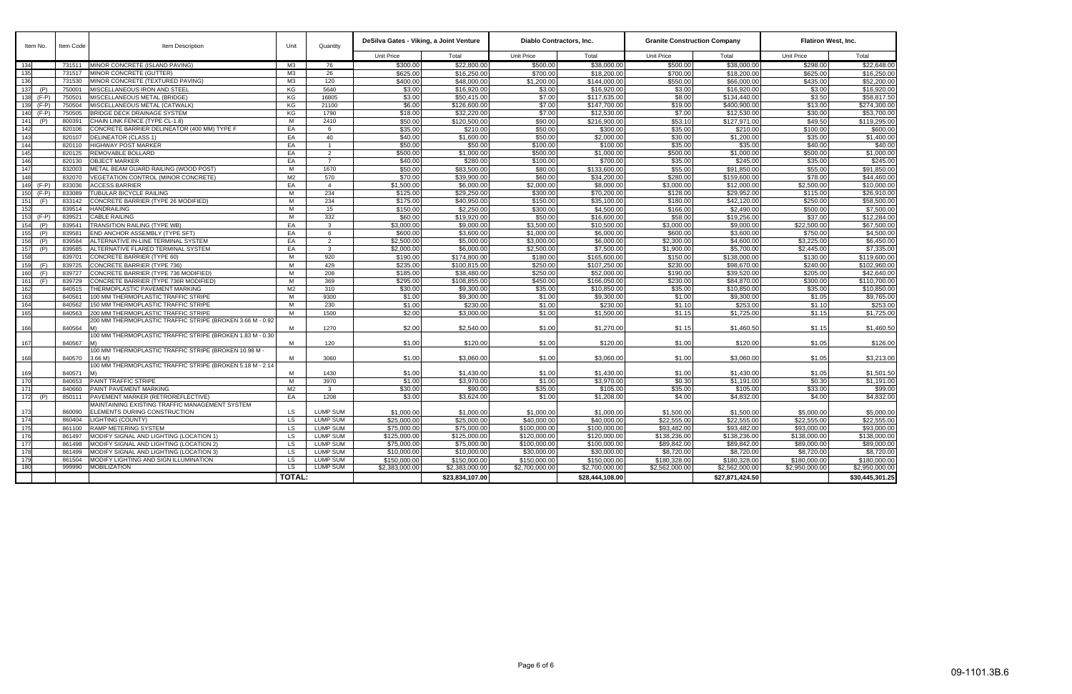| Item No. | | Item Code | Item Description | Unit | Quantity | DeSilva Gates - Viking, a Joint Venture | | Diablo Contractors, Inc. | | Granite Construction Company | | Flatiron West, Inc. | |
|---|---|---|---|---|---|---|---|---|---|---|---|---|---|
| | | | | | | Unit Price | Total | Unit Price | Total | Unit Price | Total | Unit Price | Total |
| 134 | | 731511 | MINOR CONCRETE (ISLAND PAVING) | M3 | 76 | $300.00 | $22,800.00 | $500.00 | $38,000.00 | $500.00 | $38,000.00 | $298.00 | $22,648.00 |
| 135 | | 731517 | MINOR CONCRETE (GUTTER) | M3 | 26 | $625.00 | $16,250.00 | $700.00 | $18,200.00 | $700.00 | $18,200.00 | $625.00 | $16,250.00 |
| 136 | | 731530 | MINOR CONCRETE (TEXTURED PAVING) | M3 | 120 | $400.00 | $48,000.00 | $1,200.00 | $144,000.00 | $550.00 | $66,000.00 | $435.00 | $52,200.00 |
| 137 | (P) | 750001 | MISCELLANEOUS IRON AND STEEL | KG | 5640 | $3.00 | $16,920.00 | $3.00 | $16,920.00 | $3.00 | $16,920.00 | $3.00 | $16,920.00 |
| 138 | (F-P) | 750501 | MISCELLANEOUS METAL (BRIDGE) | KG | 16805 | $3.00 | $50,415.00 | $7.00 | $117,635.00 | $8.00 | $134,440.00 | $3.50 | $58,817.50 |
| 139 | (F-P) | 750504 | MISCELLANEOUS METAL (CATWALK) | KG | 21100 | $6.00 | $126,600.00 | $7.00 | $147,700.00 | $19.00 | $400,900.00 | $13.00 | $274,300.00 |
| 140 | (F-P) | 750505 | BRIDGE DECK DRAINAGE SYSTEM | KG | 1790 | $18.00 | $32,220.00 | $7.00 | $12,530.00 | $7.00 | $12,530.00 | $30.00 | $53,700.00 |
| 141 | (P) | 800391 | CHAIN LINK FENCE (TYPE CL-1.8) | M | 2410 | $50.00 | $120,500.00 | $90.00 | $216,900.00 | $53.10 | $127,971.00 | $49.50 | $119,295.00 |
| 142 | | 820106 | CONCRETE BARRIER DELINEATOR (400 MM) TYPE F | EA | 6 | $35.00 | $210.00 | $50.00 | $300.00 | $35.00 | $210.00 | $100.00 | $600.00 |
| 143 | | 820107 | DELINEATOR (CLASS 1) | EA | 40 | $40.00 | $1,600.00 | $50.00 | $2,000.00 | $30.00 | $1,200.00 | $35.00 | $1,400.00 |
| 144 | | 820110 | HIGHWAY POST MARKER | EA | 1 | $50.00 | $50.00 | $100.00 | $100.00 | $35.00 | $35.00 | $40.00 | $40.00 |
| 145 | | 820125 | REMOVABLE BOLLARD | EA | 2 | $500.00 | $1,000.00 | $500.00 | $1,000.00 | $500.00 | $1,000.00 | $500.00 | $1,000.00 |
| 146 | | 820130 | OBJECT MARKER | EA | 7 | $40.00 | $280.00 | $100.00 | $700.00 | $35.00 | $245.00 | $35.00 | $245.00 |
| 147 | | 832003 | METAL BEAM GUARD RAILING (WOOD POST) | M | 1670 | $50.00 | $83,500.00 | $80.00 | $133,600.00 | $55.00 | $91,850.00 | $55.00 | $91,850.00 |
| 148 | | 832070 | VEGETATION CONTROL (MINOR CONCRETE) | M2 | 570 | $70.00 | $39,900.00 | $60.00 | $34,200.00 | $280.00 | $159,600.00 | $78.00 | $44,460.00 |
| 149 | (F-P) | 833036 | ACCESS BARRIER | EA | 4 | $1,500.00 | $6,000.00 | $2,000.00 | $8,000.00 | $3,000.00 | $12,000.00 | $2,500.00 | $10,000.00 |
| 150 | (F-P) | 833089 | TUBULAR BICYCLE RAILING | M | 234 | $125.00 | $29,250.00 | $300.00 | $70,200.00 | $128.00 | $29,952.00 | $115.00 | $26,910.00 |
| 151 | (F) | 833142 | CONCRETE BARRIER (TYPE 26 MODIFIED) | M | 234 | $175.00 | $40,950.00 | $150.00 | $35,100.00 | $180.00 | $42,120.00 | $250.00 | $58,500.00 |
| 152 | | 839514 | HANDRAILING | M | 15 | $150.00 | $2,250.00 | $300.00 | $4,500.00 | $166.00 | $2,490.00 | $500.00 | $7,500.00 |
| 153 | (F-P) | 839521 | CABLE RAILING | M | 332 | $60.00 | $19,920.00 | $50.00 | $16,600.00 | $58.00 | $19,256.00 | $37.00 | $12,284.00 |
| 154 | (P) | 839541 | TRANSITION RAILING (TYPE WB) | EA | 3 | $3,000.00 | $9,000.00 | $3,500.00 | $10,500.00 | $3,000.00 | $9,000.00 | $22,500.00 | $67,500.00 |
| 155 | (P) | 839581 | END ANCHOR ASSEMBLY (TYPE SFT) | EA | 6 | $600.00 | $3,600.00 | $1,000.00 | $6,000.00 | $600.00 | $3,600.00 | $750.00 | $4,500.00 |
| 156 | (P) | 839584 | ALTERNATIVE IN-LINE TERMINAL SYSTEM | EA | 2 | $2,500.00 | $5,000.00 | $3,000.00 | $6,000.00 | $2,300.00 | $4,600.00 | $3,225.00 | $6,450.00 |
| 157 | (P) | 839585 | ALTERNATIVE FLARED TERMINAL SYSTEM | EA | 3 | $2,000.00 | $6,000.00 | $2,500.00 | $7,500.00 | $1,900.00 | $5,700.00 | $2,445.00 | $7,335.00 |
| 158 | | 839701 | CONCRETE BARRIER (TYPE 60) | M | 920 | $190.00 | $174,800.00 | $180.00 | $165,600.00 | $150.00 | $138,000.00 | $130.00 | $119,600.00 |
| 159 | (F) | 839725 | CONCRETE BARRIER (TYPE 736) | M | 429 | $235.00 | $100,815.00 | $250.00 | $107,250.00 | $230.00 | $98,670.00 | $240.00 | $102,960.00 |
| 160 | (F) | 839727 | CONCRETE BARRIER (TYPE 736 MODIFIED) | M | 208 | $185.00 | $38,480.00 | $250.00 | $52,000.00 | $190.00 | $39,520.00 | $205.00 | $42,640.00 |
| 161 | (F) | 839729 | CONCRETE BARRIER (TYPE 736R MODIFIED) | M | 369 | $295.00 | $108,855.00 | $450.00 | $166,050.00 | $230.00 | $84,870.00 | $300.00 | $110,700.00 |
| 162 | | 840515 | THERMOPLASTIC PAVEMENT MARKING | M2 | 310 | $30.00 | $9,300.00 | $35.00 | $10,850.00 | $35.00 | $10,850.00 | $35.00 | $10,850.00 |
| 163 | | 840561 | 100 MM THERMOPLASTIC TRAFFIC STRIPE | M | 9300 | $1.00 | $9,300.00 | $1.00 | $9,300.00 | $1.00 | $9,300.00 | $1.05 | $9,765.00 |
| 164 | | 840562 | 150 MM THERMOPLASTIC TRAFFIC STRIPE | M | 230 | $1.00 | $230.00 | $1.00 | $230.00 | $1.10 | $253.00 | $1.10 | $253.00 |
| 165 | | 840563 | 200 MM THERMOPLASTIC TRAFFIC STRIPE | M | 1500 | $2.00 | $3,000.00 | $1.00 | $1,500.00 | $1.15 | $1,725.00 | $1.15 | $1,725.00 |
| 166 | | 840564 | 200 MM THERMOPLASTIC TRAFFIC STRIPE (BROKEN 3.66 M - 0.92 M) | M | 1270 | $2.00 | $2,540.00 | $1.00 | $1,270.00 | $1.15 | $1,460.50 | $1.15 | $1,460.50 |
| 167 | | 840567 | 100 MM THERMOPLASTIC TRAFFIC STRIPE (BROKEN 1.83 M - 0.30 M) | M | 120 | $1.00 | $120.00 | $1.00 | $120.00 | $1.00 | $120.00 | $1.05 | $126.00 |
| 168 | | 840570 | 100 MM THERMOPLASTIC TRAFFIC STRIPE (BROKEN 10.98 M - 3.66 M) | M | 3060 | $1.00 | $3,060.00 | $1.00 | $3,060.00 | $1.00 | $3,060.00 | $1.05 | $3,213.00 |
| 169 | | 840571 | 100 MM THERMOPLASTIC TRAFFIC STRIPE (BROKEN 5.18 M - 2.14 M) | M | 1430 | $1.00 | $1,430.00 | $1.00 | $1,430.00 | $1.00 | $1,430.00 | $1.05 | $1,501.50 |
| 170 | | 840653 | PAINT TRAFFIC STRIPE | M | 3970 | $1.00 | $3,970.00 | $1.00 | $3,970.00 | $0.30 | $1,191.00 | $0.30 | $1,191.00 |
| 171 | | 840660 | PAINT PAVEMENT MARKING | M2 | 3 | $30.00 | $90.00 | $35.00 | $105.00 | $35.00 | $105.00 | $33.00 | $99.00 |
| 172 | (P) | 850111 | PAVEMENT MARKER (RETROREFLECTIVE) | EA | 1208 | $3.00 | $3,624.00 | $1.00 | $1,208.00 | $4.00 | $4,832.00 | $4.00 | $4,832.00 |
| 173 | | 860090 | MAINTAINING EXISTING TRAFFIC MANAGEMENT SYSTEM ELEMENTS DURING CONSTRUCTION | LS | LUMP SUM | $1,000.00 | $1,000.00 | $1,000.00 | $1,000.00 | $1,500.00 | $1,500.00 | $5,000.00 | $5,000.00 |
| 174 | | 860404 | LIGHTING (COUNTY) | LS | LUMP SUM | $25,000.00 | $25,000.00 | $40,000.00 | $40,000.00 | $22,555.00 | $22,555.00 | $22,555.00 | $22,555.00 |
| 175 | | 861100 | RAMP METERING SYSTEM | LS | LUMP SUM | $75,000.00 | $75,000.00 | $100,000.00 | $100,000.00 | $93,482.00 | $93,482.00 | $93,000.00 | $93,000.00 |
| 176 | | 861497 | MODIFY SIGNAL AND LIGHTING (LOCATION 1) | LS | LUMP SUM | $125,000.00 | $125,000.00 | $120,000.00 | $120,000.00 | $138,236.00 | $138,236.00 | $138,000.00 | $138,000.00 |
| 177 | | 861498 | MODIFY SIGNAL AND LIGHTING (LOCATION 2) | LS | LUMP SUM | $75,000.00 | $75,000.00 | $100,000.00 | $100,000.00 | $89,842.00 | $89,842.00 | $89,000.00 | $89,000.00 |
| 178 | | 861499 | MODIFY SIGNAL AND LIGHTING (LOCATION 3) | LS | LUMP SUM | $10,000.00 | $10,000.00 | $30,000.00 | $30,000.00 | $8,720.00 | $8,720.00 | $8,720.00 | $8,720.00 |
| 179 | | 861504 | MODIFY LIGHTING AND SIGN ILLUMINATION | LS | LUMP SUM | $150,000.00 | $150,000.00 | $150,000.00 | $150,000.00 | $180,328.00 | $180,328.00 | $180,000.00 | $180,000.00 |
| 180 | | 999990 | MOBILIZATION | LS | LUMP SUM | $2,383,000.00 | $2,383,000.00 | $2,700,000.00 | $2,700,000.00 | $2,562,000.00 | $2,562,000.00 | $2,950,000.00 | $2,950,000.00 |
| | | | | **TOTAL:** | | | **$23,834,107.00** | | **$28,444,108.00** | | **$27,871,424.50** | | **$30,445,301.25** |

09-1101.3B.6